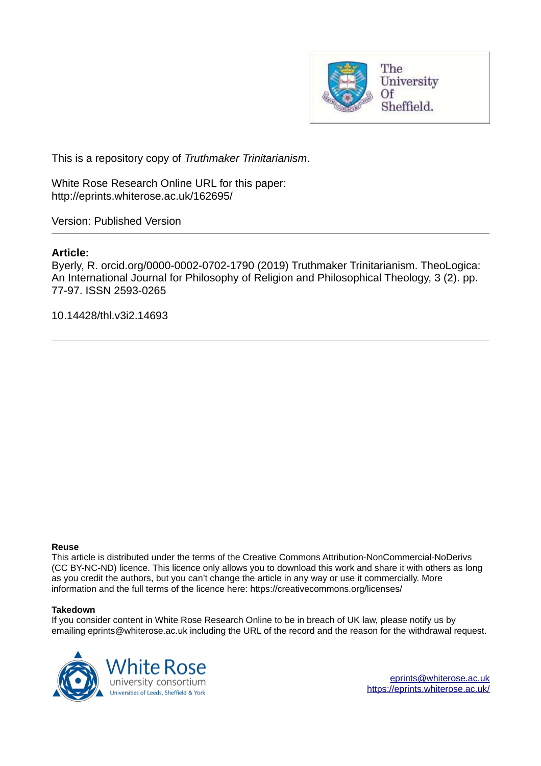This is a repository copy of *Truthmaker Trinitarianism*.

White Rose Research Online URL for this paper:
http://eprints.whiterose.ac.uk/162695/

Version: Published Version

**Article:**

Byerly, R. orcid.org/0000-0002-0702-1790 (2019) Truthmaker Trinitarianism. TheoLogica: An International Journal for Philosophy of Religion and Philosophical Theology, 3 (2). pp. 77-97. ISSN 2593-0265

10.14428/thl.v3i2.14693

---

**Reuse**

This article is distributed under the terms of the Creative Commons Attribution-NonCommercial-NoDerivs (CC BY-NC-ND) licence. This licence only allows you to download this work and share it with others as long as you credit the authors, but you can't change the article in any way or use it commercially. More information and the full terms of the licence here: https://creativecommons.org/licenses/

**Takedown**

If you consider content in White Rose Research Online to be in breach of UK law, please notify us by emailing eprints@whiterose.ac.uk including the URL of the record and the reason for the withdrawal request.

eprints@whiterose.ac.uk
https://eprints.whiterose.ac.uk/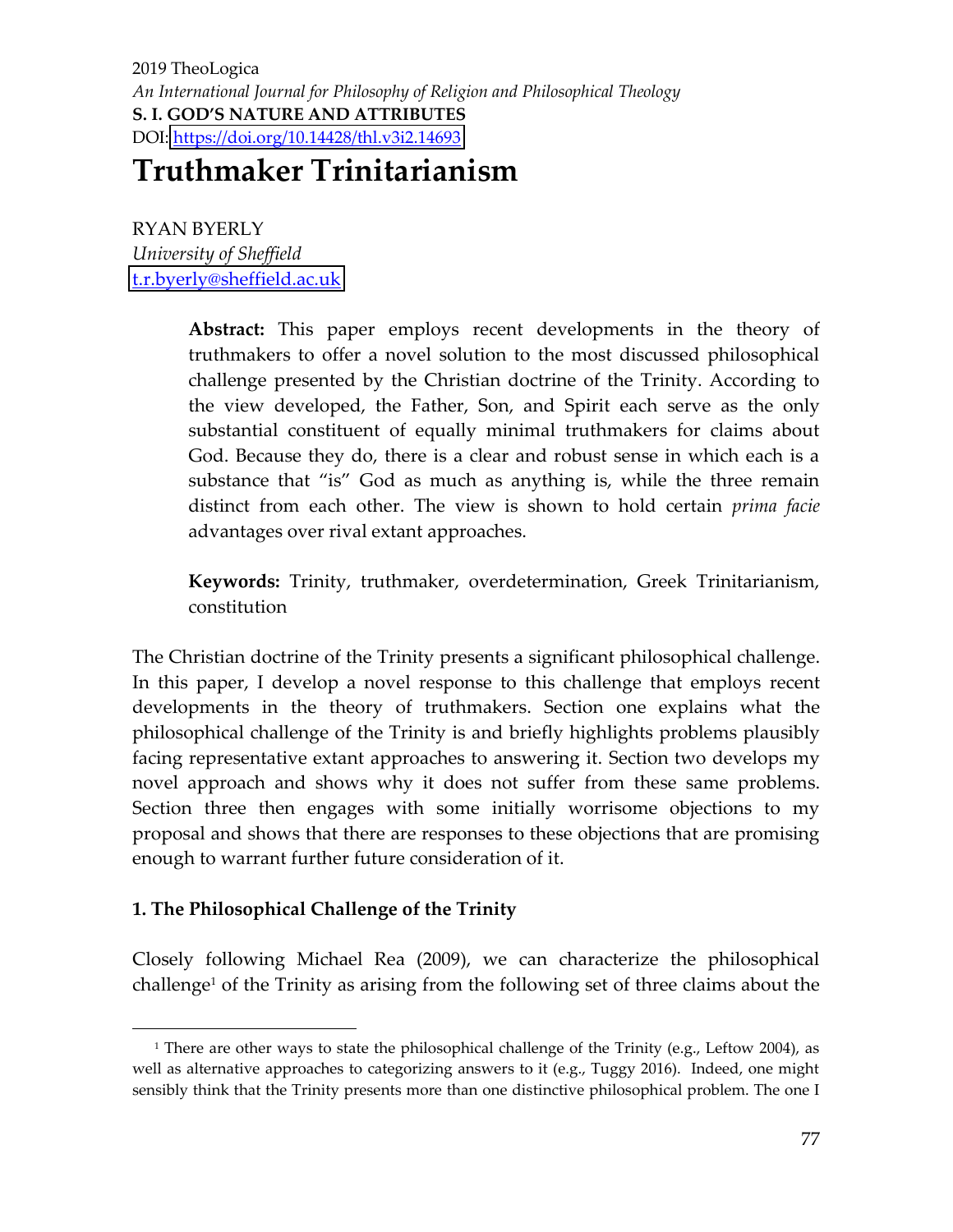2019 TheoLogica
*An International Journal for Philosophy of Religion and Philosophical Theology*
**S. I. GOD'S NATURE AND ATTRIBUTES**
DOI: https://doi.org/10.14428/thl.v3i2.14693

# Truthmaker Trinitarianism

RYAN BYERLY
*University of Sheffield*
t.r.byerly@sheffield.ac.uk

> **Abstract:** This paper employs recent developments in the theory of truthmakers to offer a novel solution to the most discussed philosophical challenge presented by the Christian doctrine of the Trinity. According to the view developed, the Father, Son, and Spirit each serve as the only substantial constituent of equally minimal truthmakers for claims about God. Because they do, there is a clear and robust sense in which each is a substance that "is" God as much as anything is, while the three remain distinct from each other. The view is shown to hold certain *prima facie* advantages over rival extant approaches.
>
> **Keywords:** Trinity, truthmaker, overdetermination, Greek Trinitarianism, constitution

The Christian doctrine of the Trinity presents a significant philosophical challenge. In this paper, I develop a novel response to this challenge that employs recent developments in the theory of truthmakers. Section one explains what the philosophical challenge of the Trinity is and briefly highlights problems plausibly facing representative extant approaches to answering it. Section two develops my novel approach and shows why it does not suffer from these same problems. Section three then engages with some initially worrisome objections to my proposal and shows that there are responses to these objections that are promising enough to warrant further future consideration of it.

## 1. The Philosophical Challenge of the Trinity

Closely following Michael Rea (2009), we can characterize the philosophical challenge[1] of the Trinity as arising from the following set of three claims about the

[1] There are other ways to state the philosophical challenge of the Trinity (e.g., Leftow 2004), as well as alternative approaches to categorizing answers to it (e.g., Tuggy 2016). Indeed, one might sensibly think that the Trinity presents more than one distinctive philosophical problem. The one I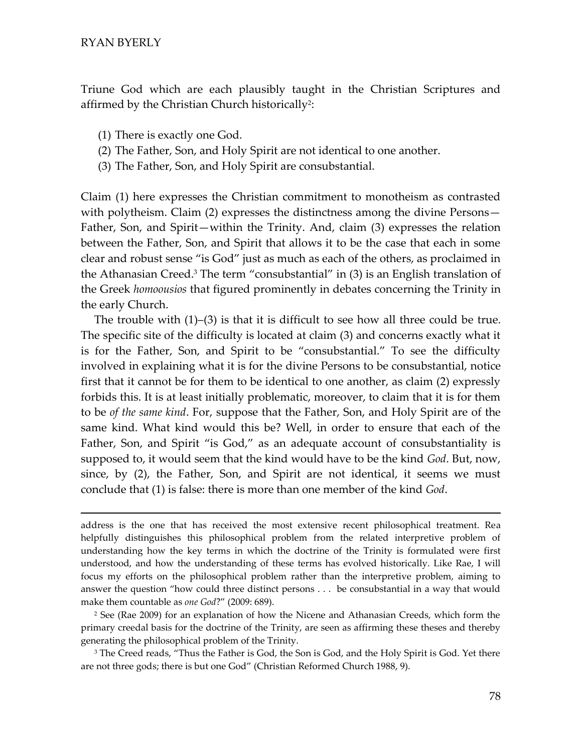Triune God which are each plausibly taught in the Christian Scriptures and affirmed by the Christian Church historically[2]:

(1) There is exactly one God.
(2) The Father, Son, and Holy Spirit are not identical to one another.
(3) The Father, Son, and Holy Spirit are consubstantial.

Claim (1) here expresses the Christian commitment to monotheism as contrasted with polytheism. Claim (2) expresses the distinctness among the divine Persons—Father, Son, and Spirit—within the Trinity. And, claim (3) expresses the relation between the Father, Son, and Spirit that allows it to be the case that each in some clear and robust sense "is God" just as much as each of the others, as proclaimed in the Athanasian Creed.[3] The term "consubstantial" in (3) is an English translation of the Greek *homoousios* that figured prominently in debates concerning the Trinity in the early Church.

The trouble with (1)–(3) is that it is difficult to see how all three could be true. The specific site of the difficulty is located at claim (3) and concerns exactly what it is for the Father, Son, and Spirit to be "consubstantial." To see the difficulty involved in explaining what it is for the divine Persons to be consubstantial, notice first that it cannot be for them to be identical to one another, as claim (2) expressly forbids this. It is at least initially problematic, moreover, to claim that it is for them to be *of the same kind*. For, suppose that the Father, Son, and Holy Spirit are of the same kind. What kind would this be? Well, in order to ensure that each of the Father, Son, and Spirit "is God," as an adequate account of consubstantiality is supposed to, it would seem that the kind would have to be the kind *God*. But, now, since, by (2), the Father, Son, and Spirit are not identical, it seems we must conclude that (1) is false: there is more than one member of the kind *God*.

---

address is the one that has received the most extensive recent philosophical treatment. Rea helpfully distinguishes this philosophical problem from the related interpretive problem of understanding how the key terms in which the doctrine of the Trinity is formulated were first understood, and how the understanding of these terms has evolved historically. Like Rae, I will focus my efforts on the philosophical problem rather than the interpretive problem, aiming to answer the question "how could three distinct persons . . . be consubstantial in a way that would make them countable as *one God*?" (2009: 689).

[2] See (Rae 2009) for an explanation of how the Nicene and Athanasian Creeds, which form the primary creedal basis for the doctrine of the Trinity, are seen as affirming these theses and thereby generating the philosophical problem of the Trinity.

[3] The Creed reads, "Thus the Father is God, the Son is God, and the Holy Spirit is God. Yet there are not three gods; there is but one God" (Christian Reformed Church 1988, 9).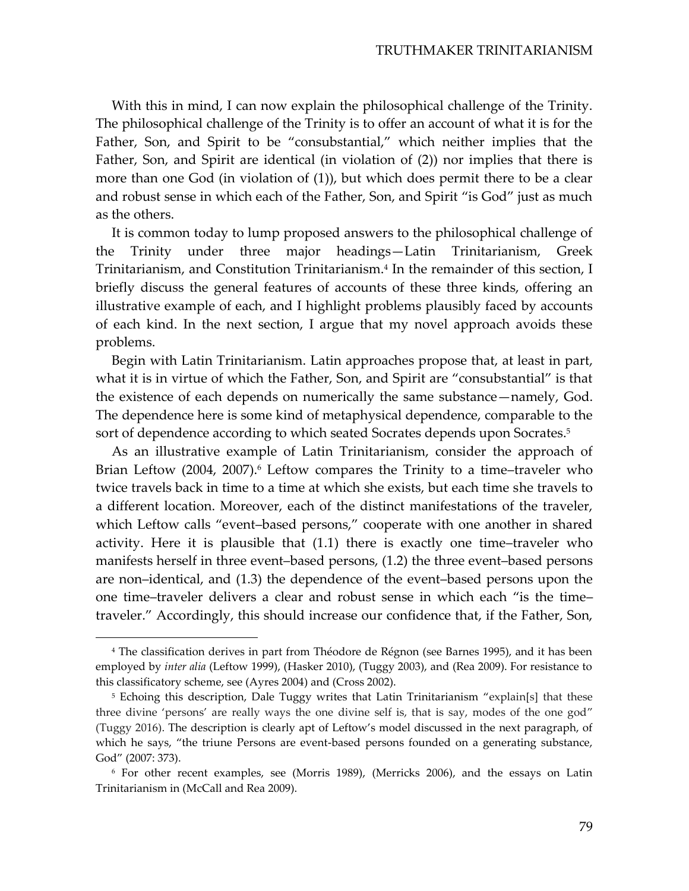With this in mind, I can now explain the philosophical challenge of the Trinity. The philosophical challenge of the Trinity is to offer an account of what it is for the Father, Son, and Spirit to be "consubstantial," which neither implies that the Father, Son, and Spirit are identical (in violation of (2)) nor implies that there is more than one God (in violation of (1)), but which does permit there to be a clear and robust sense in which each of the Father, Son, and Spirit "is God" just as much as the others.

It is common today to lump proposed answers to the philosophical challenge of the Trinity under three major headings—Latin Trinitarianism, Greek Trinitarianism, and Constitution Trinitarianism.[4] In the remainder of this section, I briefly discuss the general features of accounts of these three kinds, offering an illustrative example of each, and I highlight problems plausibly faced by accounts of each kind. In the next section, I argue that my novel approach avoids these problems.

Begin with Latin Trinitarianism. Latin approaches propose that, at least in part, what it is in virtue of which the Father, Son, and Spirit are "consubstantial" is that the existence of each depends on numerically the same substance—namely, God. The dependence here is some kind of metaphysical dependence, comparable to the sort of dependence according to which seated Socrates depends upon Socrates.[5]

As an illustrative example of Latin Trinitarianism, consider the approach of Brian Leftow (2004, 2007).[6] Leftow compares the Trinity to a time–traveler who twice travels back in time to a time at which she exists, but each time she travels to a different location. Moreover, each of the distinct manifestations of the traveler, which Leftow calls "event–based persons," cooperate with one another in shared activity. Here it is plausible that (1.1) there is exactly one time–traveler who manifests herself in three event–based persons, (1.2) the three event–based persons are non–identical, and (1.3) the dependence of the event–based persons upon the one time–traveler delivers a clear and robust sense in which each "is the time–traveler." Accordingly, this should increase our confidence that, if the Father, Son,

---

[4] The classification derives in part from Théodore de Régnon (see Barnes 1995), and it has been employed by *inter alia* (Leftow 1999), (Hasker 2010), (Tuggy 2003), and (Rea 2009). For resistance to this classificatory scheme, see (Ayres 2004) and (Cross 2002).

[5] Echoing this description, Dale Tuggy writes that Latin Trinitarianism "explain[s] that these three divine 'persons' are really ways the one divine self is, that is say, modes of the one god" (Tuggy 2016). The description is clearly apt of Leftow's model discussed in the next paragraph, of which he says, "the triune Persons are event-based persons founded on a generating substance, God" (2007: 373).

[6] For other recent examples, see (Morris 1989), (Merricks 2006), and the essays on Latin Trinitarianism in (McCall and Rea 2009).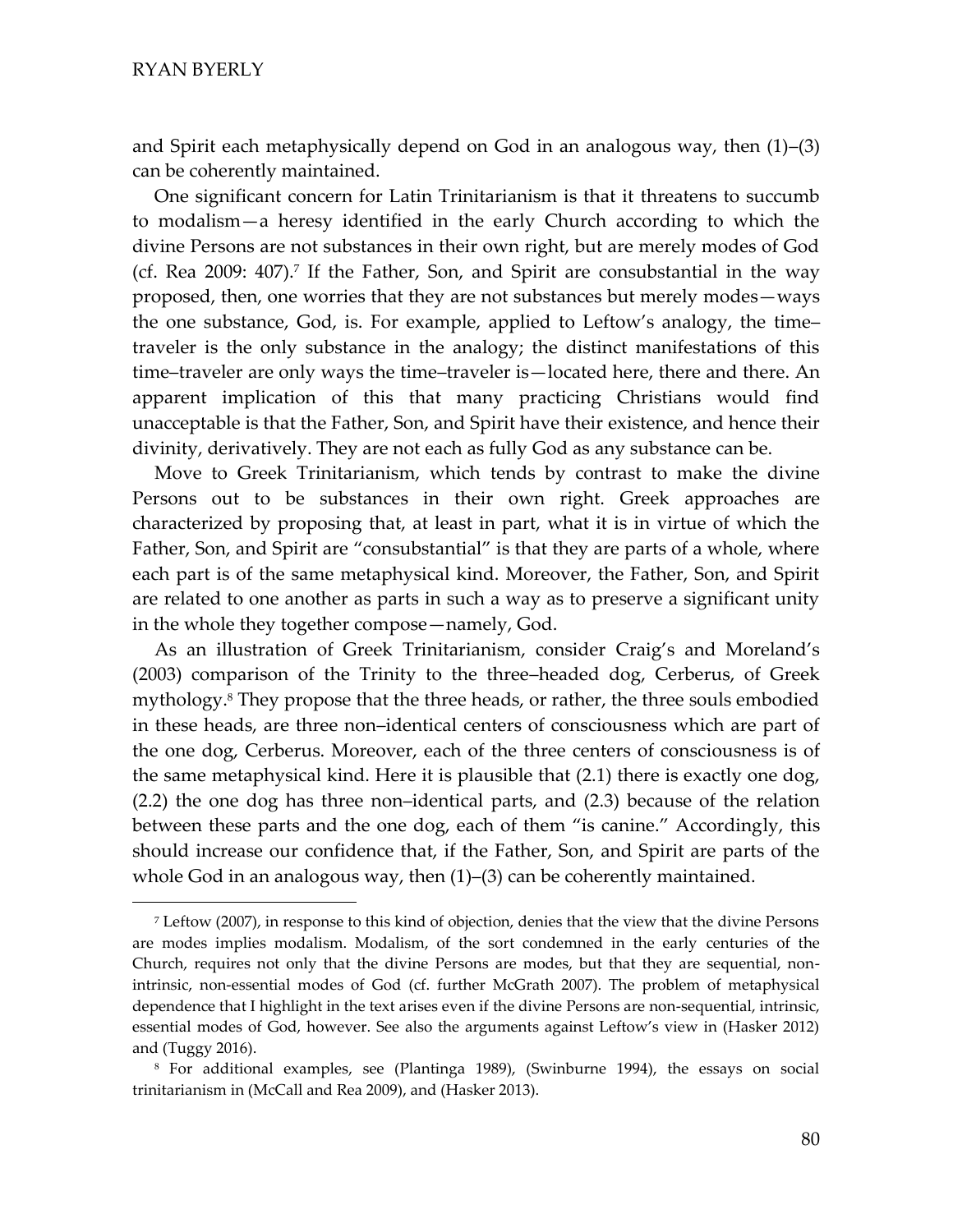and Spirit each metaphysically depend on God in an analogous way, then (1)–(3) can be coherently maintained.

One significant concern for Latin Trinitarianism is that it threatens to succumb to modalism—a heresy identified in the early Church according to which the divine Persons are not substances in their own right, but are merely modes of God (cf. Rea 2009: 407).[7] If the Father, Son, and Spirit are consubstantial in the way proposed, then, one worries that they are not substances but merely modes—ways the one substance, God, is. For example, applied to Leftow's analogy, the time–traveler is the only substance in the analogy; the distinct manifestations of this time–traveler are only ways the time–traveler is—located here, there and there. An apparent implication of this that many practicing Christians would find unacceptable is that the Father, Son, and Spirit have their existence, and hence their divinity, derivatively. They are not each as fully God as any substance can be.

Move to Greek Trinitarianism, which tends by contrast to make the divine Persons out to be substances in their own right. Greek approaches are characterized by proposing that, at least in part, what it is in virtue of which the Father, Son, and Spirit are "consubstantial" is that they are parts of a whole, where each part is of the same metaphysical kind. Moreover, the Father, Son, and Spirit are related to one another as parts in such a way as to preserve a significant unity in the whole they together compose—namely, God.

As an illustration of Greek Trinitarianism, consider Craig's and Moreland's (2003) comparison of the Trinity to the three–headed dog, Cerberus, of Greek mythology.[8] They propose that the three heads, or rather, the three souls embodied in these heads, are three non–identical centers of consciousness which are part of the one dog, Cerberus. Moreover, each of the three centers of consciousness is of the same metaphysical kind. Here it is plausible that (2.1) there is exactly one dog, (2.2) the one dog has three non–identical parts, and (2.3) because of the relation between these parts and the one dog, each of them "is canine." Accordingly, this should increase our confidence that, if the Father, Son, and Spirit are parts of the whole God in an analogous way, then (1)–(3) can be coherently maintained.

---

[7] Leftow (2007), in response to this kind of objection, denies that the view that the divine Persons are modes implies modalism. Modalism, of the sort condemned in the early centuries of the Church, requires not only that the divine Persons are modes, but that they are sequential, non-intrinsic, non-essential modes of God (cf. further McGrath 2007). The problem of metaphysical dependence that I highlight in the text arises even if the divine Persons are non-sequential, intrinsic, essential modes of God, however. See also the arguments against Leftow's view in (Hasker 2012) and (Tuggy 2016).

[8] For additional examples, see (Plantinga 1989), (Swinburne 1994), the essays on social trinitarianism in (McCall and Rea 2009), and (Hasker 2013).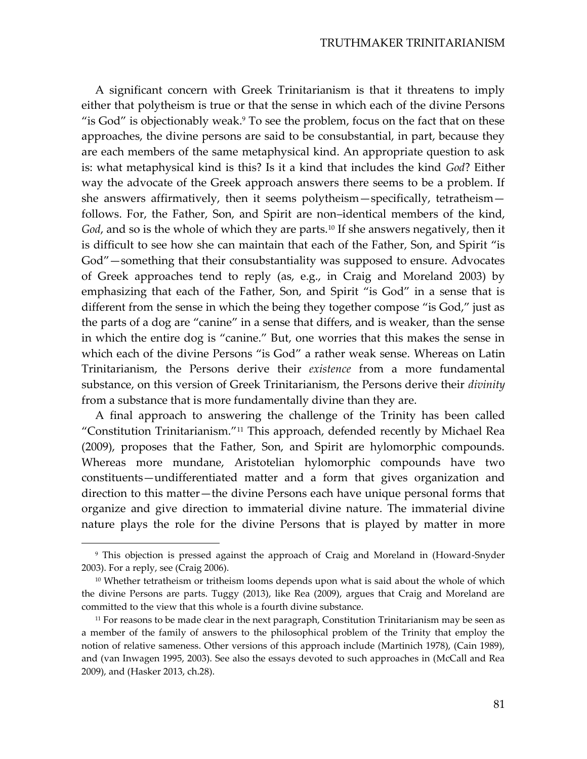A significant concern with Greek Trinitarianism is that it threatens to imply either that polytheism is true or that the sense in which each of the divine Persons "is God" is objectionably weak.[9] To see the problem, focus on the fact that on these approaches, the divine persons are said to be consubstantial, in part, because they are each members of the same metaphysical kind. An appropriate question to ask is: what metaphysical kind is this? Is it a kind that includes the kind *God*? Either way the advocate of the Greek approach answers there seems to be a problem. If she answers affirmatively, then it seems polytheism—specifically, tetratheism—follows. For, the Father, Son, and Spirit are non–identical members of the kind, *God*, and so is the whole of which they are parts.[10] If she answers negatively, then it is difficult to see how she can maintain that each of the Father, Son, and Spirit "is God"—something that their consubstantiality was supposed to ensure. Advocates of Greek approaches tend to reply (as, e.g., in Craig and Moreland 2003) by emphasizing that each of the Father, Son, and Spirit "is God" in a sense that is different from the sense in which the being they together compose "is God," just as the parts of a dog are "canine" in a sense that differs, and is weaker, than the sense in which the entire dog is "canine." But, one worries that this makes the sense in which each of the divine Persons "is God" a rather weak sense. Whereas on Latin Trinitarianism, the Persons derive their *existence* from a more fundamental substance, on this version of Greek Trinitarianism, the Persons derive their *divinity* from a substance that is more fundamentally divine than they are.

A final approach to answering the challenge of the Trinity has been called "Constitution Trinitarianism."[11] This approach, defended recently by Michael Rea (2009), proposes that the Father, Son, and Spirit are hylomorphic compounds. Whereas more mundane, Aristotelian hylomorphic compounds have two constituents—undifferentiated matter and a form that gives organization and direction to this matter—the divine Persons each have unique personal forms that organize and give direction to immaterial divine nature. The immaterial divine nature plays the role for the divine Persons that is played by matter in more

---

[9] This objection is pressed against the approach of Craig and Moreland in (Howard-Snyder 2003). For a reply, see (Craig 2006).

[10] Whether tetratheism or tritheism looms depends upon what is said about the whole of which the divine Persons are parts. Tuggy (2013), like Rea (2009), argues that Craig and Moreland are committed to the view that this whole is a fourth divine substance.

[11] For reasons to be made clear in the next paragraph, Constitution Trinitarianism may be seen as a member of the family of answers to the philosophical problem of the Trinity that employ the notion of relative sameness. Other versions of this approach include (Martinich 1978), (Cain 1989), and (van Inwagen 1995, 2003). See also the essays devoted to such approaches in (McCall and Rea 2009), and (Hasker 2013, ch.28).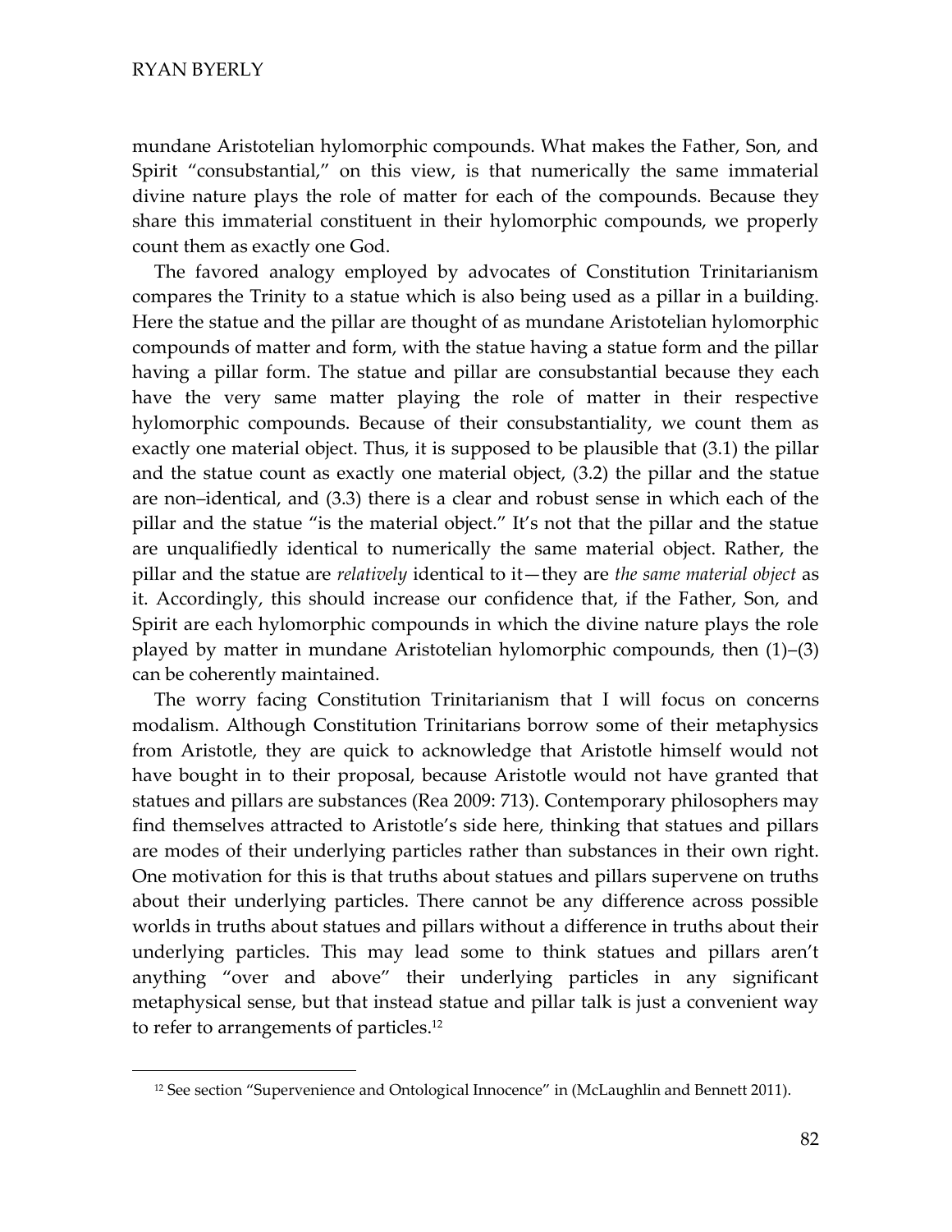mundane Aristotelian hylomorphic compounds. What makes the Father, Son, and Spirit "consubstantial," on this view, is that numerically the same immaterial divine nature plays the role of matter for each of the compounds. Because they share this immaterial constituent in their hylomorphic compounds, we properly count them as exactly one God.

The favored analogy employed by advocates of Constitution Trinitarianism compares the Trinity to a statue which is also being used as a pillar in a building. Here the statue and the pillar are thought of as mundane Aristotelian hylomorphic compounds of matter and form, with the statue having a statue form and the pillar having a pillar form. The statue and pillar are consubstantial because they each have the very same matter playing the role of matter in their respective hylomorphic compounds. Because of their consubstantiality, we count them as exactly one material object. Thus, it is supposed to be plausible that (3.1) the pillar and the statue count as exactly one material object, (3.2) the pillar and the statue are non–identical, and (3.3) there is a clear and robust sense in which each of the pillar and the statue "is the material object." It's not that the pillar and the statue are unqualifiedly identical to numerically the same material object. Rather, the pillar and the statue are *relatively* identical to it—they are *the same material object* as it. Accordingly, this should increase our confidence that, if the Father, Son, and Spirit are each hylomorphic compounds in which the divine nature plays the role played by matter in mundane Aristotelian hylomorphic compounds, then (1)–(3) can be coherently maintained.

The worry facing Constitution Trinitarianism that I will focus on concerns modalism. Although Constitution Trinitarians borrow some of their metaphysics from Aristotle, they are quick to acknowledge that Aristotle himself would not have bought in to their proposal, because Aristotle would not have granted that statues and pillars are substances (Rea 2009: 713). Contemporary philosophers may find themselves attracted to Aristotle's side here, thinking that statues and pillars are modes of their underlying particles rather than substances in their own right. One motivation for this is that truths about statues and pillars supervene on truths about their underlying particles. There cannot be any difference across possible worlds in truths about statues and pillars without a difference in truths about their underlying particles. This may lead some to think statues and pillars aren't anything "over and above" their underlying particles in any significant metaphysical sense, but that instead statue and pillar talk is just a convenient way to refer to arrangements of particles.[12]

[12] See section "Supervenience and Ontological Innocence" in (McLaughlin and Bennett 2011).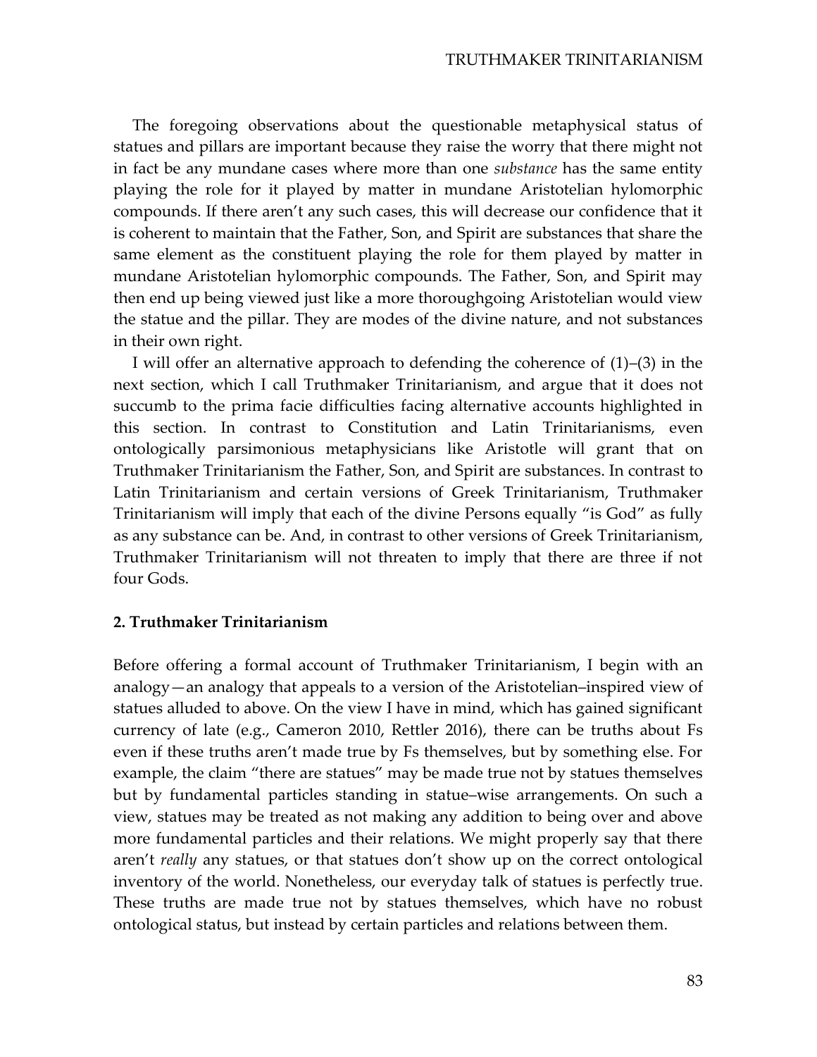The foregoing observations about the questionable metaphysical status of statues and pillars are important because they raise the worry that there might not in fact be any mundane cases where more than one *substance* has the same entity playing the role for it played by matter in mundane Aristotelian hylomorphic compounds. If there aren't any such cases, this will decrease our confidence that it is coherent to maintain that the Father, Son, and Spirit are substances that share the same element as the constituent playing the role for them played by matter in mundane Aristotelian hylomorphic compounds. The Father, Son, and Spirit may then end up being viewed just like a more thoroughgoing Aristotelian would view the statue and the pillar. They are modes of the divine nature, and not substances in their own right.

I will offer an alternative approach to defending the coherence of (1)–(3) in the next section, which I call Truthmaker Trinitarianism, and argue that it does not succumb to the prima facie difficulties facing alternative accounts highlighted in this section. In contrast to Constitution and Latin Trinitarianisms, even ontologically parsimonious metaphysicians like Aristotle will grant that on Truthmaker Trinitarianism the Father, Son, and Spirit are substances. In contrast to Latin Trinitarianism and certain versions of Greek Trinitarianism, Truthmaker Trinitarianism will imply that each of the divine Persons equally "is God" as fully as any substance can be. And, in contrast to other versions of Greek Trinitarianism, Truthmaker Trinitarianism will not threaten to imply that there are three if not four Gods.

## 2. Truthmaker Trinitarianism

Before offering a formal account of Truthmaker Trinitarianism, I begin with an analogy—an analogy that appeals to a version of the Aristotelian–inspired view of statues alluded to above. On the view I have in mind, which has gained significant currency of late (e.g., Cameron 2010, Rettler 2016), there can be truths about Fs even if these truths aren't made true by Fs themselves, but by something else. For example, the claim "there are statues" may be made true not by statues themselves but by fundamental particles standing in statue–wise arrangements. On such a view, statues may be treated as not making any addition to being over and above more fundamental particles and their relations. We might properly say that there aren't *really* any statues, or that statues don't show up on the correct ontological inventory of the world. Nonetheless, our everyday talk of statues is perfectly true. These truths are made true not by statues themselves, which have no robust ontological status, but instead by certain particles and relations between them.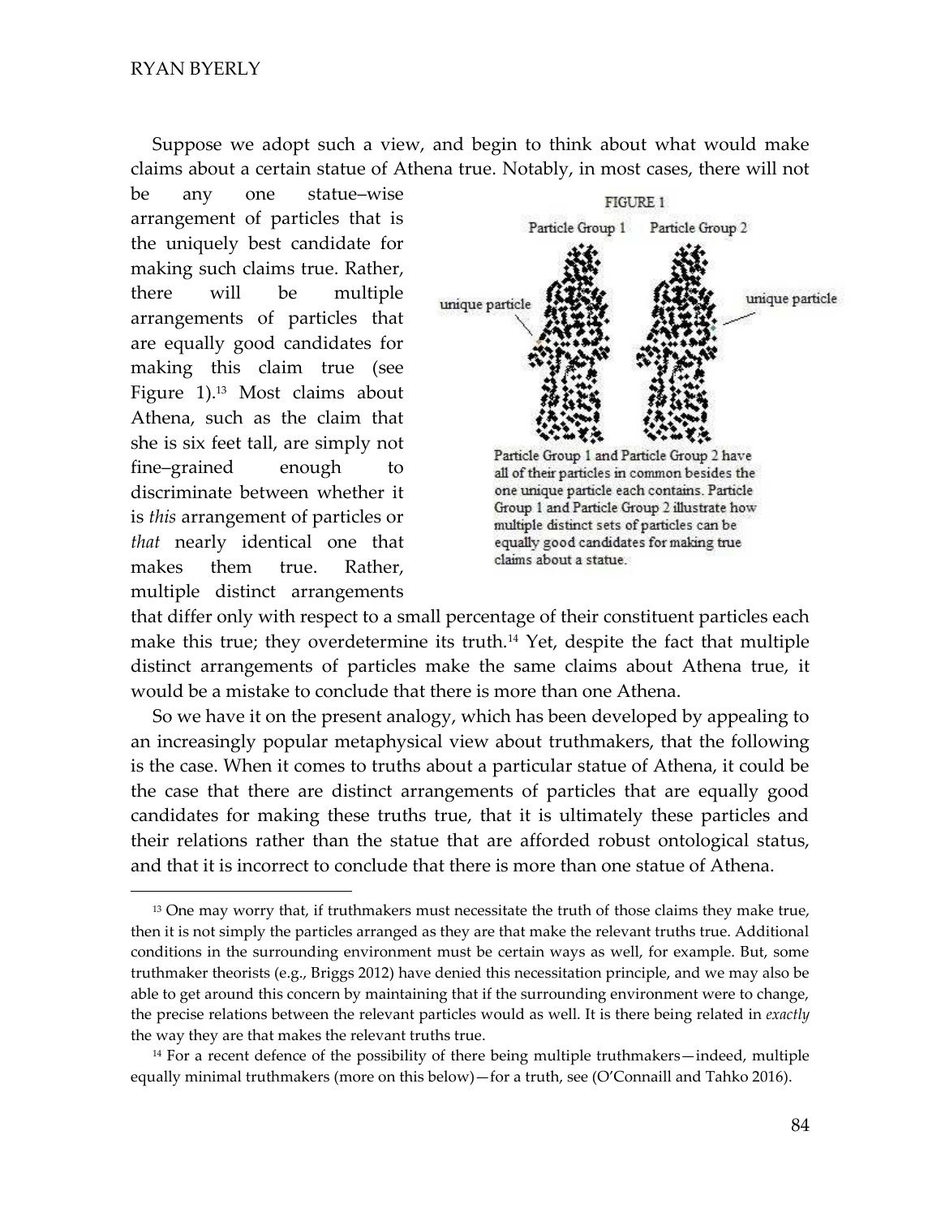Suppose we adopt such a view, and begin to think about what would make claims about a certain statue of Athena true. Notably, in most cases, there will not be any one statue–wise arrangement of particles that is the uniquely best candidate for making such claims true. Rather, there will be multiple arrangements of particles that are equally good candidates for making this claim true (see Figure 1).[13] Most claims about Athena, such as the claim that she is six feet tall, are simply not fine–grained enough to discriminate between whether it is *this* arrangement of particles or *that* nearly identical one that makes them true. Rather, multiple distinct arrangements that differ only with respect to a small percentage of their constituent particles each make this true; they overdetermine its truth.[14] Yet, despite the fact that multiple distinct arrangements of particles make the same claims about Athena true, it would be a mistake to conclude that there is more than one Athena.

FIGURE 1

Particle Group 1 and Particle Group 2 have all of their particles in common besides the one unique particle each contains. Particle Group 1 and Particle Group 2 illustrate how multiple distinct sets of particles can be equally good candidates for making true claims about a statue.

So we have it on the present analogy, which has been developed by appealing to an increasingly popular metaphysical view about truthmakers, that the following is the case. When it comes to truths about a particular statue of Athena, it could be the case that there are distinct arrangements of particles that are equally good candidates for making these truths true, that it is ultimately these particles and their relations rather than the statue that are afforded robust ontological status, and that it is incorrect to conclude that there is more than one statue of Athena.

[13] One may worry that, if truthmakers must necessitate the truth of those claims they make true, then it is not simply the particles arranged as they are that make the relevant truths true. Additional conditions in the surrounding environment must be certain ways as well, for example. But, some truthmaker theorists (e.g., Briggs 2012) have denied this necessitation principle, and we may also be able to get around this concern by maintaining that if the surrounding environment were to change, the precise relations between the relevant particles would as well. It is there being related in *exactly* the way they are that makes the relevant truths true.

[14] For a recent defence of the possibility of there being multiple truthmakers—indeed, multiple equally minimal truthmakers (more on this below)—for a truth, see (O'Connaill and Tahko 2016).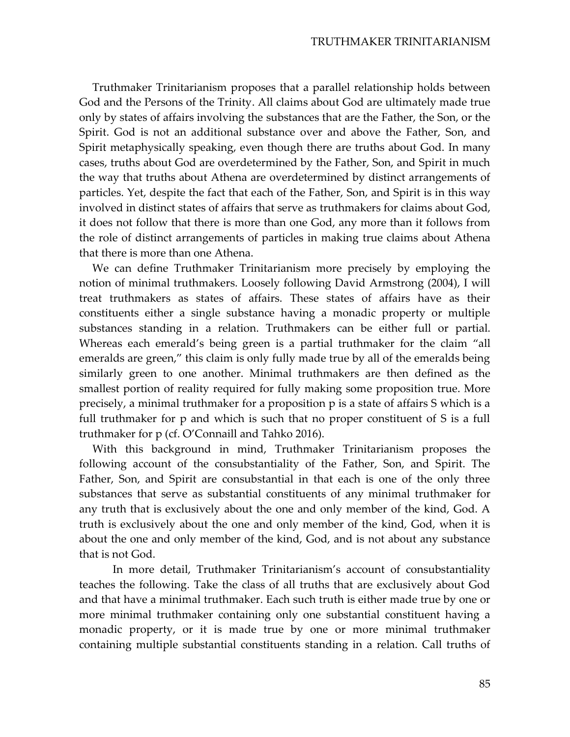Truthmaker Trinitarianism proposes that a parallel relationship holds between God and the Persons of the Trinity. All claims about God are ultimately made true only by states of affairs involving the substances that are the Father, the Son, or the Spirit. God is not an additional substance over and above the Father, Son, and Spirit metaphysically speaking, even though there are truths about God. In many cases, truths about God are overdetermined by the Father, Son, and Spirit in much the way that truths about Athena are overdetermined by distinct arrangements of particles. Yet, despite the fact that each of the Father, Son, and Spirit is in this way involved in distinct states of affairs that serve as truthmakers for claims about God, it does not follow that there is more than one God, any more than it follows from the role of distinct arrangements of particles in making true claims about Athena that there is more than one Athena.

We can define Truthmaker Trinitarianism more precisely by employing the notion of minimal truthmakers. Loosely following David Armstrong (2004), I will treat truthmakers as states of affairs. These states of affairs have as their constituents either a single substance having a monadic property or multiple substances standing in a relation. Truthmakers can be either full or partial. Whereas each emerald's being green is a partial truthmaker for the claim "all emeralds are green," this claim is only fully made true by all of the emeralds being similarly green to one another. Minimal truthmakers are then defined as the smallest portion of reality required for fully making some proposition true. More precisely, a minimal truthmaker for a proposition p is a state of affairs S which is a full truthmaker for p and which is such that no proper constituent of S is a full truthmaker for p (cf. O'Connaill and Tahko 2016).

With this background in mind, Truthmaker Trinitarianism proposes the following account of the consubstantiality of the Father, Son, and Spirit. The Father, Son, and Spirit are consubstantial in that each is one of the only three substances that serve as substantial constituents of any minimal truthmaker for any truth that is exclusively about the one and only member of the kind, God. A truth is exclusively about the one and only member of the kind, God, when it is about the one and only member of the kind, God, and is not about any substance that is not God.

In more detail, Truthmaker Trinitarianism's account of consubstantiality teaches the following. Take the class of all truths that are exclusively about God and that have a minimal truthmaker. Each such truth is either made true by one or more minimal truthmaker containing only one substantial constituent having a monadic property, or it is made true by one or more minimal truthmaker containing multiple substantial constituents standing in a relation. Call truths of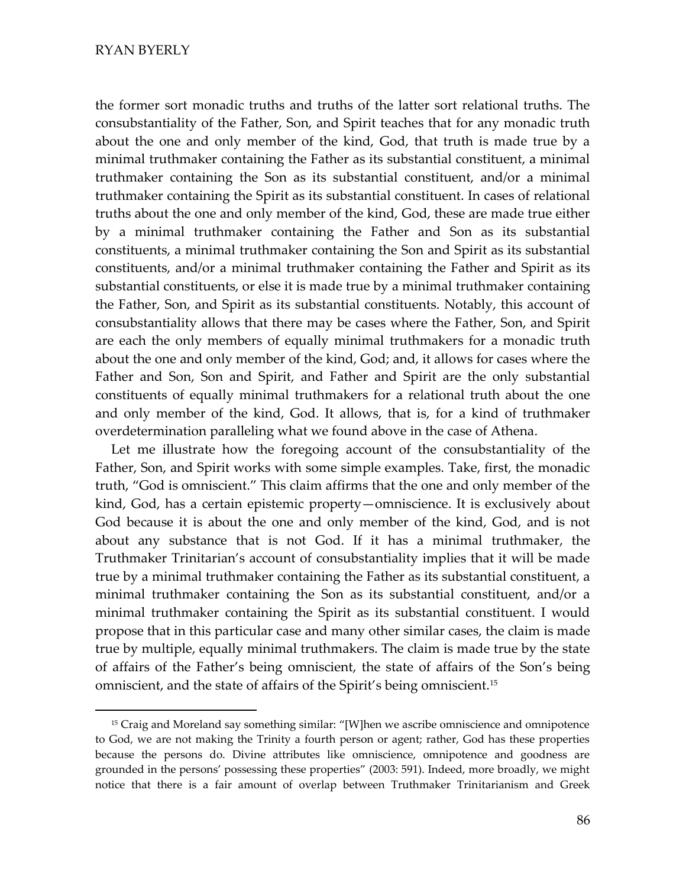the former sort monadic truths and truths of the latter sort relational truths. The consubstantiality of the Father, Son, and Spirit teaches that for any monadic truth about the one and only member of the kind, God, that truth is made true by a minimal truthmaker containing the Father as its substantial constituent, a minimal truthmaker containing the Son as its substantial constituent, and/or a minimal truthmaker containing the Spirit as its substantial constituent. In cases of relational truths about the one and only member of the kind, God, these are made true either by a minimal truthmaker containing the Father and Son as its substantial constituents, a minimal truthmaker containing the Son and Spirit as its substantial constituents, and/or a minimal truthmaker containing the Father and Spirit as its substantial constituents, or else it is made true by a minimal truthmaker containing the Father, Son, and Spirit as its substantial constituents. Notably, this account of consubstantiality allows that there may be cases where the Father, Son, and Spirit are each the only members of equally minimal truthmakers for a monadic truth about the one and only member of the kind, God; and, it allows for cases where the Father and Son, Son and Spirit, and Father and Spirit are the only substantial constituents of equally minimal truthmakers for a relational truth about the one and only member of the kind, God. It allows, that is, for a kind of truthmaker overdetermination paralleling what we found above in the case of Athena.

Let me illustrate how the foregoing account of the consubstantiality of the Father, Son, and Spirit works with some simple examples. Take, first, the monadic truth, "God is omniscient." This claim affirms that the one and only member of the kind, God, has a certain epistemic property—omniscience. It is exclusively about God because it is about the one and only member of the kind, God, and is not about any substance that is not God. If it has a minimal truthmaker, the Truthmaker Trinitarian's account of consubstantiality implies that it will be made true by a minimal truthmaker containing the Father as its substantial constituent, a minimal truthmaker containing the Son as its substantial constituent, and/or a minimal truthmaker containing the Spirit as its substantial constituent. I would propose that in this particular case and many other similar cases, the claim is made true by multiple, equally minimal truthmakers. The claim is made true by the state of affairs of the Father's being omniscient, the state of affairs of the Son's being omniscient, and the state of affairs of the Spirit's being omniscient.[15]

[15] Craig and Moreland say something similar: "[W]hen we ascribe omniscience and omnipotence to God, we are not making the Trinity a fourth person or agent; rather, God has these properties because the persons do. Divine attributes like omniscience, omnipotence and goodness are grounded in the persons' possessing these properties" (2003: 591). Indeed, more broadly, we might notice that there is a fair amount of overlap between Truthmaker Trinitarianism and Greek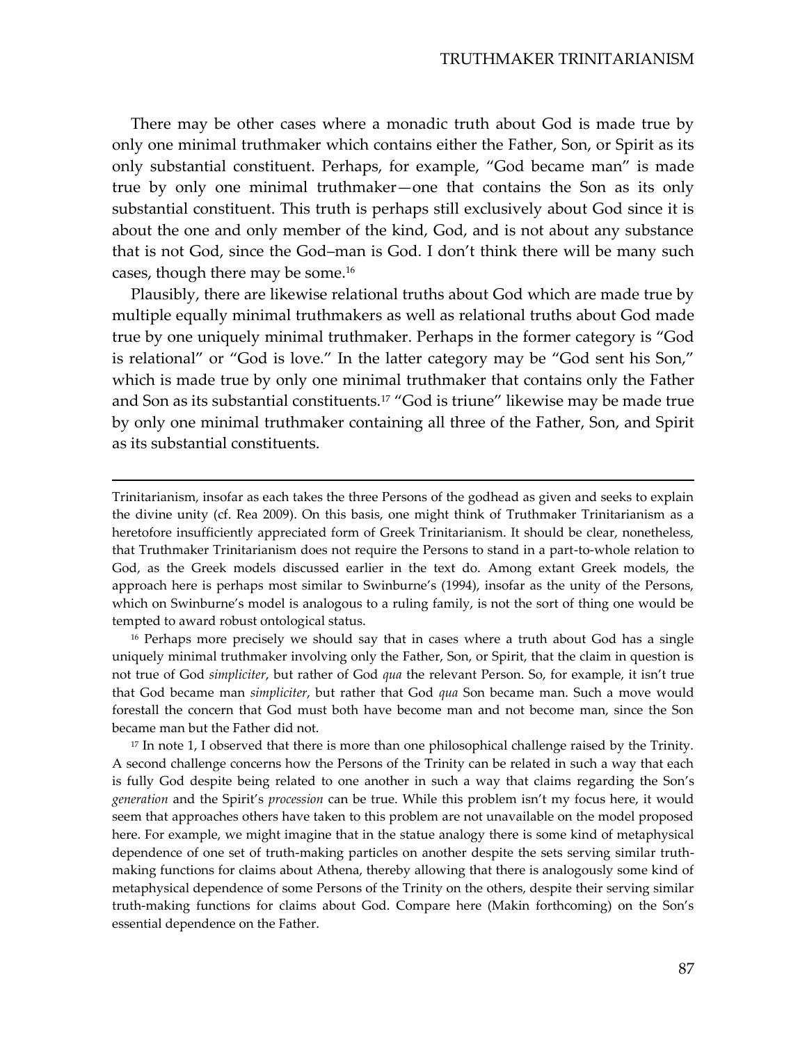There may be other cases where a monadic truth about God is made true by only one minimal truthmaker which contains either the Father, Son, or Spirit as its only substantial constituent. Perhaps, for example, "God became man" is made true by only one minimal truthmaker—one that contains the Son as its only substantial constituent. This truth is perhaps still exclusively about God since it is about the one and only member of the kind, God, and is not about any substance that is not God, since the God–man is God. I don't think there will be many such cases, though there may be some.[16]

Plausibly, there are likewise relational truths about God which are made true by multiple equally minimal truthmakers as well as relational truths about God made true by one uniquely minimal truthmaker. Perhaps in the former category is "God is relational" or "God is love." In the latter category may be "God sent his Son," which is made true by only one minimal truthmaker that contains only the Father and Son as its substantial constituents.[17] "God is triune" likewise may be made true by only one minimal truthmaker containing all three of the Father, Son, and Spirit as its substantial constituents.

---

Trinitarianism, insofar as each takes the three Persons of the godhead as given and seeks to explain the divine unity (cf. Rea 2009). On this basis, one might think of Truthmaker Trinitarianism as a heretofore insufficiently appreciated form of Greek Trinitarianism. It should be clear, nonetheless, that Truthmaker Trinitarianism does not require the Persons to stand in a part-to-whole relation to God, as the Greek models discussed earlier in the text do. Among extant Greek models, the approach here is perhaps most similar to Swinburne's (1994), insofar as the unity of the Persons, which on Swinburne's model is analogous to a ruling family, is not the sort of thing one would be tempted to award robust ontological status.

[16] Perhaps more precisely we should say that in cases where a truth about God has a single uniquely minimal truthmaker involving only the Father, Son, or Spirit, that the claim in question is not true of God *simpliciter*, but rather of God *qua* the relevant Person. So, for example, it isn't true that God became man *simpliciter*, but rather that God *qua* Son became man. Such a move would forestall the concern that God must both have become man and not become man, since the Son became man but the Father did not.

[17] In note 1, I observed that there is more than one philosophical challenge raised by the Trinity. A second challenge concerns how the Persons of the Trinity can be related in such a way that each is fully God despite being related to one another in such a way that claims regarding the Son's *generation* and the Spirit's *procession* can be true. While this problem isn't my focus here, it would seem that approaches others have taken to this problem are not unavailable on the model proposed here. For example, we might imagine that in the statue analogy there is some kind of metaphysical dependence of one set of truth-making particles on another despite the sets serving similar truth-making functions for claims about Athena, thereby allowing that there is analogously some kind of metaphysical dependence of some Persons of the Trinity on the others, despite their serving similar truth-making functions for claims about God. Compare here (Makin forthcoming) on the Son's essential dependence on the Father.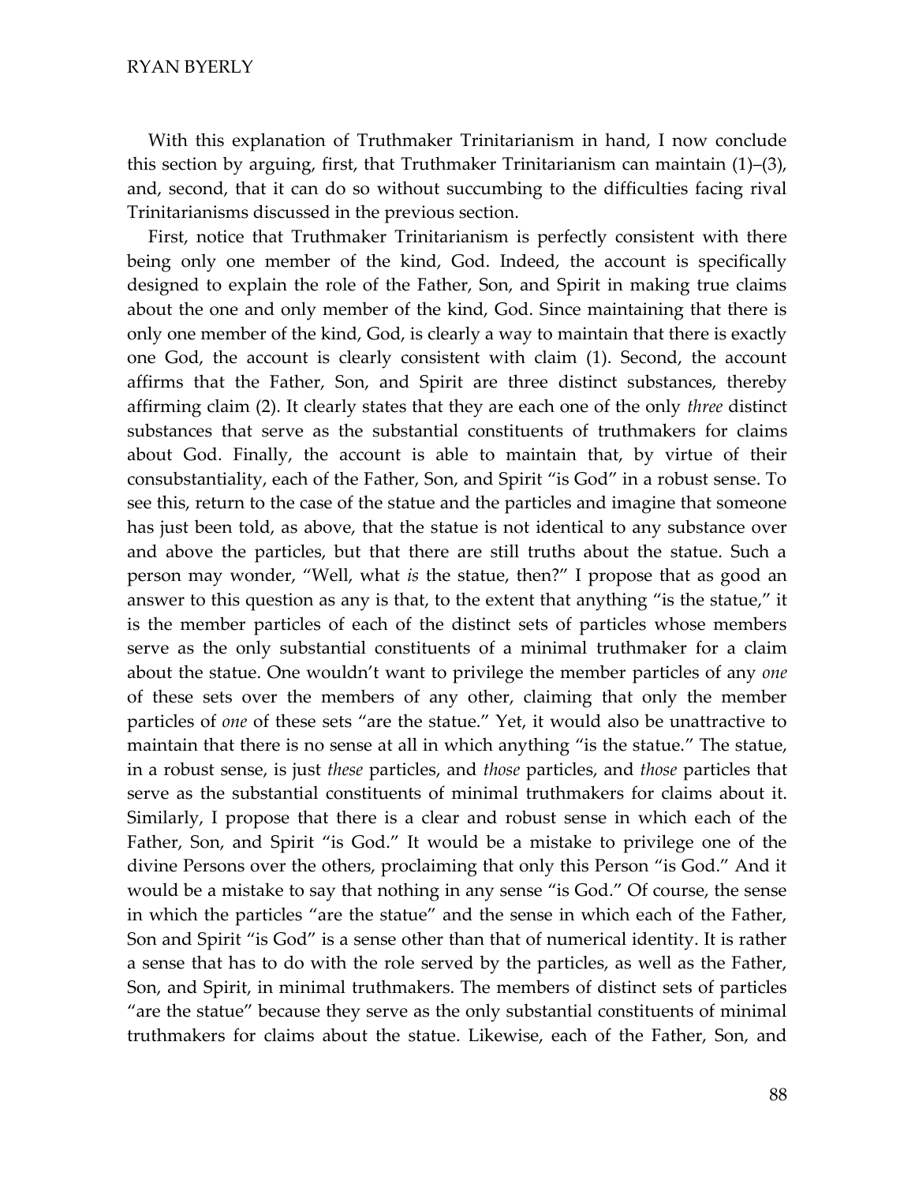With this explanation of Truthmaker Trinitarianism in hand, I now conclude this section by arguing, first, that Truthmaker Trinitarianism can maintain (1)–(3), and, second, that it can do so without succumbing to the difficulties facing rival Trinitarianisms discussed in the previous section.

First, notice that Truthmaker Trinitarianism is perfectly consistent with there being only one member of the kind, God. Indeed, the account is specifically designed to explain the role of the Father, Son, and Spirit in making true claims about the one and only member of the kind, God. Since maintaining that there is only one member of the kind, God, is clearly a way to maintain that there is exactly one God, the account is clearly consistent with claim (1). Second, the account affirms that the Father, Son, and Spirit are three distinct substances, thereby affirming claim (2). It clearly states that they are each one of the only *three* distinct substances that serve as the substantial constituents of truthmakers for claims about God. Finally, the account is able to maintain that, by virtue of their consubstantiality, each of the Father, Son, and Spirit "is God" in a robust sense. To see this, return to the case of the statue and the particles and imagine that someone has just been told, as above, that the statue is not identical to any substance over and above the particles, but that there are still truths about the statue. Such a person may wonder, "Well, what *is* the statue, then?" I propose that as good an answer to this question as any is that, to the extent that anything "is the statue," it is the member particles of each of the distinct sets of particles whose members serve as the only substantial constituents of a minimal truthmaker for a claim about the statue. One wouldn't want to privilege the member particles of any *one* of these sets over the members of any other, claiming that only the member particles of *one* of these sets "are the statue." Yet, it would also be unattractive to maintain that there is no sense at all in which anything "is the statue." The statue, in a robust sense, is just *these* particles, and *those* particles, and *those* particles that serve as the substantial constituents of minimal truthmakers for claims about it. Similarly, I propose that there is a clear and robust sense in which each of the Father, Son, and Spirit "is God." It would be a mistake to privilege one of the divine Persons over the others, proclaiming that only this Person "is God." And it would be a mistake to say that nothing in any sense "is God." Of course, the sense in which the particles "are the statue" and the sense in which each of the Father, Son and Spirit "is God" is a sense other than that of numerical identity. It is rather a sense that has to do with the role served by the particles, as well as the Father, Son, and Spirit, in minimal truthmakers. The members of distinct sets of particles "are the statue" because they serve as the only substantial constituents of minimal truthmakers for claims about the statue. Likewise, each of the Father, Son, and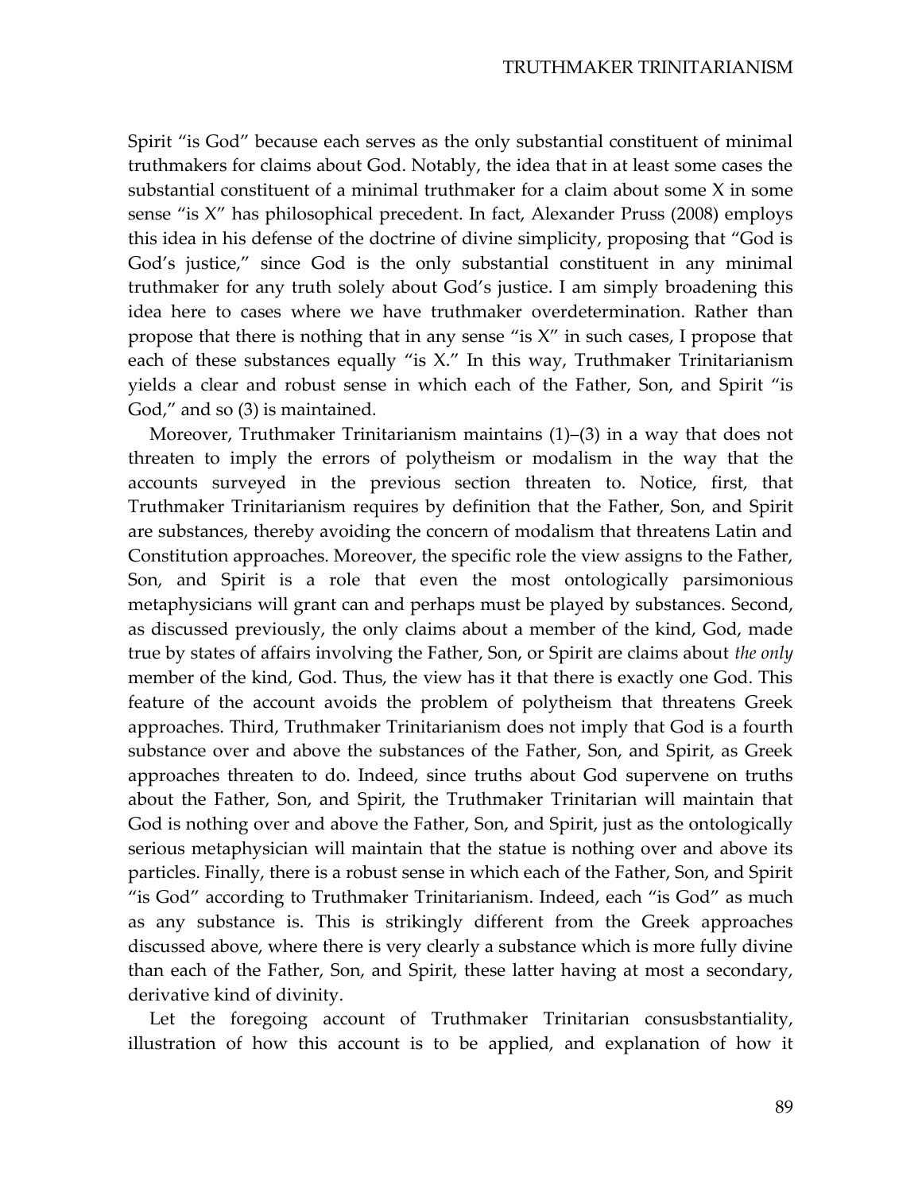Spirit "is God" because each serves as the only substantial constituent of minimal truthmakers for claims about God. Notably, the idea that in at least some cases the substantial constituent of a minimal truthmaker for a claim about some X in some sense "is X" has philosophical precedent. In fact, Alexander Pruss (2008) employs this idea in his defense of the doctrine of divine simplicity, proposing that "God is God's justice," since God is the only substantial constituent in any minimal truthmaker for any truth solely about God's justice. I am simply broadening this idea here to cases where we have truthmaker overdetermination. Rather than propose that there is nothing that in any sense "is X" in such cases, I propose that each of these substances equally "is X." In this way, Truthmaker Trinitarianism yields a clear and robust sense in which each of the Father, Son, and Spirit "is God," and so (3) is maintained.

Moreover, Truthmaker Trinitarianism maintains (1)–(3) in a way that does not threaten to imply the errors of polytheism or modalism in the way that the accounts surveyed in the previous section threaten to. Notice, first, that Truthmaker Trinitarianism requires by definition that the Father, Son, and Spirit are substances, thereby avoiding the concern of modalism that threatens Latin and Constitution approaches. Moreover, the specific role the view assigns to the Father, Son, and Spirit is a role that even the most ontologically parsimonious metaphysicians will grant can and perhaps must be played by substances. Second, as discussed previously, the only claims about a member of the kind, God, made true by states of affairs involving the Father, Son, or Spirit are claims about *the only* member of the kind, God. Thus, the view has it that there is exactly one God. This feature of the account avoids the problem of polytheism that threatens Greek approaches. Third, Truthmaker Trinitarianism does not imply that God is a fourth substance over and above the substances of the Father, Son, and Spirit, as Greek approaches threaten to do. Indeed, since truths about God supervene on truths about the Father, Son, and Spirit, the Truthmaker Trinitarian will maintain that God is nothing over and above the Father, Son, and Spirit, just as the ontologically serious metaphysician will maintain that the statue is nothing over and above its particles. Finally, there is a robust sense in which each of the Father, Son, and Spirit "is God" according to Truthmaker Trinitarianism. Indeed, each "is God" as much as any substance is. This is strikingly different from the Greek approaches discussed above, where there is very clearly a substance which is more fully divine than each of the Father, Son, and Spirit, these latter having at most a secondary, derivative kind of divinity.

Let the foregoing account of Truthmaker Trinitarian consusbstantiality, illustration of how this account is to be applied, and explanation of how it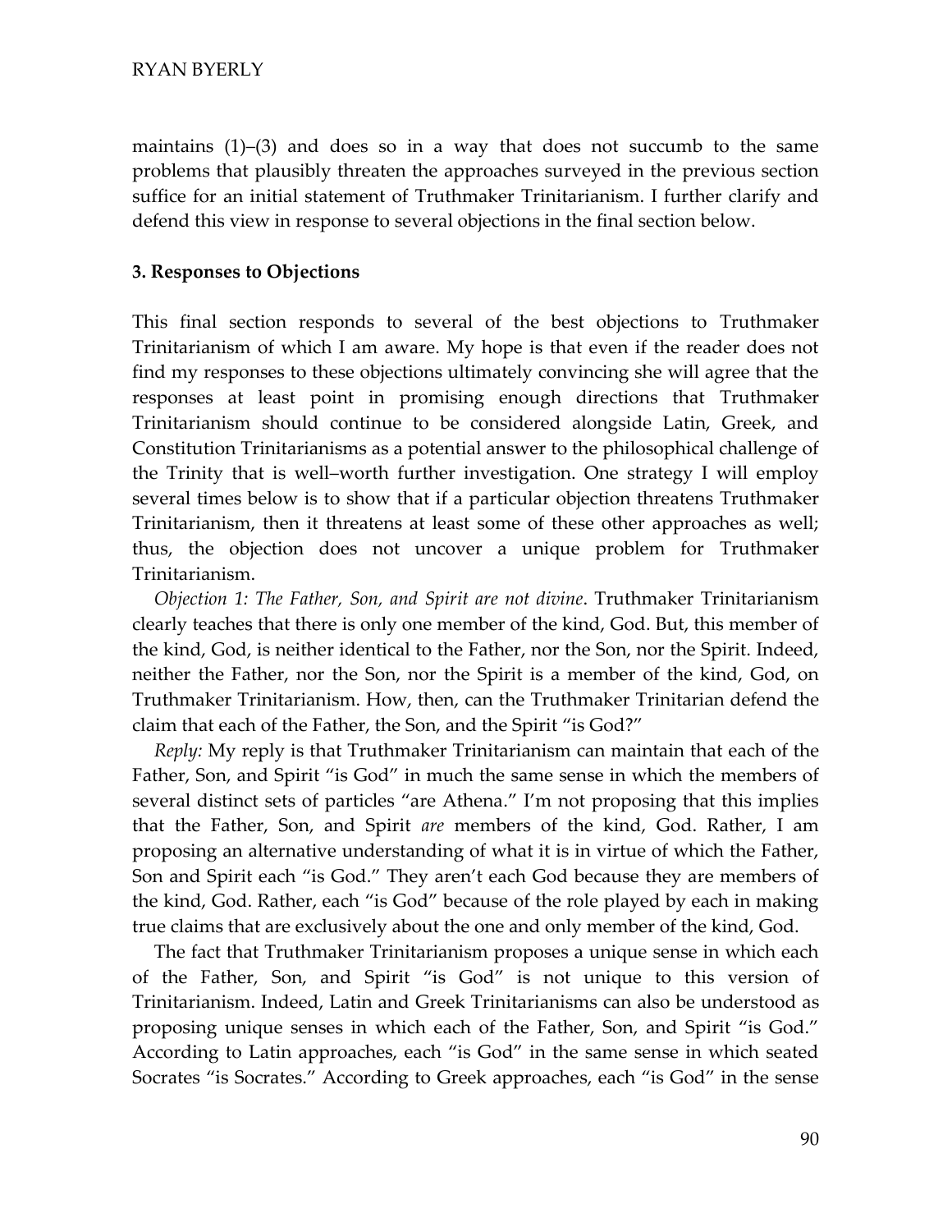maintains (1)–(3) and does so in a way that does not succumb to the same problems that plausibly threaten the approaches surveyed in the previous section suffice for an initial statement of Truthmaker Trinitarianism. I further clarify and defend this view in response to several objections in the final section below.

**3. Responses to Objections**

This final section responds to several of the best objections to Truthmaker Trinitarianism of which I am aware. My hope is that even if the reader does not find my responses to these objections ultimately convincing she will agree that the responses at least point in promising enough directions that Truthmaker Trinitarianism should continue to be considered alongside Latin, Greek, and Constitution Trinitarianisms as a potential answer to the philosophical challenge of the Trinity that is well–worth further investigation. One strategy I will employ several times below is to show that if a particular objection threatens Truthmaker Trinitarianism, then it threatens at least some of these other approaches as well; thus, the objection does not uncover a unique problem for Truthmaker Trinitarianism.

*Objection 1: The Father, Son, and Spirit are not divine*. Truthmaker Trinitarianism clearly teaches that there is only one member of the kind, God. But, this member of the kind, God, is neither identical to the Father, nor the Son, nor the Spirit. Indeed, neither the Father, nor the Son, nor the Spirit is a member of the kind, God, on Truthmaker Trinitarianism. How, then, can the Truthmaker Trinitarian defend the claim that each of the Father, the Son, and the Spirit "is God?"

*Reply:* My reply is that Truthmaker Trinitarianism can maintain that each of the Father, Son, and Spirit "is God" in much the same sense in which the members of several distinct sets of particles "are Athena." I'm not proposing that this implies that the Father, Son, and Spirit *are* members of the kind, God. Rather, I am proposing an alternative understanding of what it is in virtue of which the Father, Son and Spirit each "is God." They aren't each God because they are members of the kind, God. Rather, each "is God" because of the role played by each in making true claims that are exclusively about the one and only member of the kind, God.

The fact that Truthmaker Trinitarianism proposes a unique sense in which each of the Father, Son, and Spirit "is God" is not unique to this version of Trinitarianism. Indeed, Latin and Greek Trinitarianisms can also be understood as proposing unique senses in which each of the Father, Son, and Spirit "is God." According to Latin approaches, each "is God" in the same sense in which seated Socrates "is Socrates." According to Greek approaches, each "is God" in the sense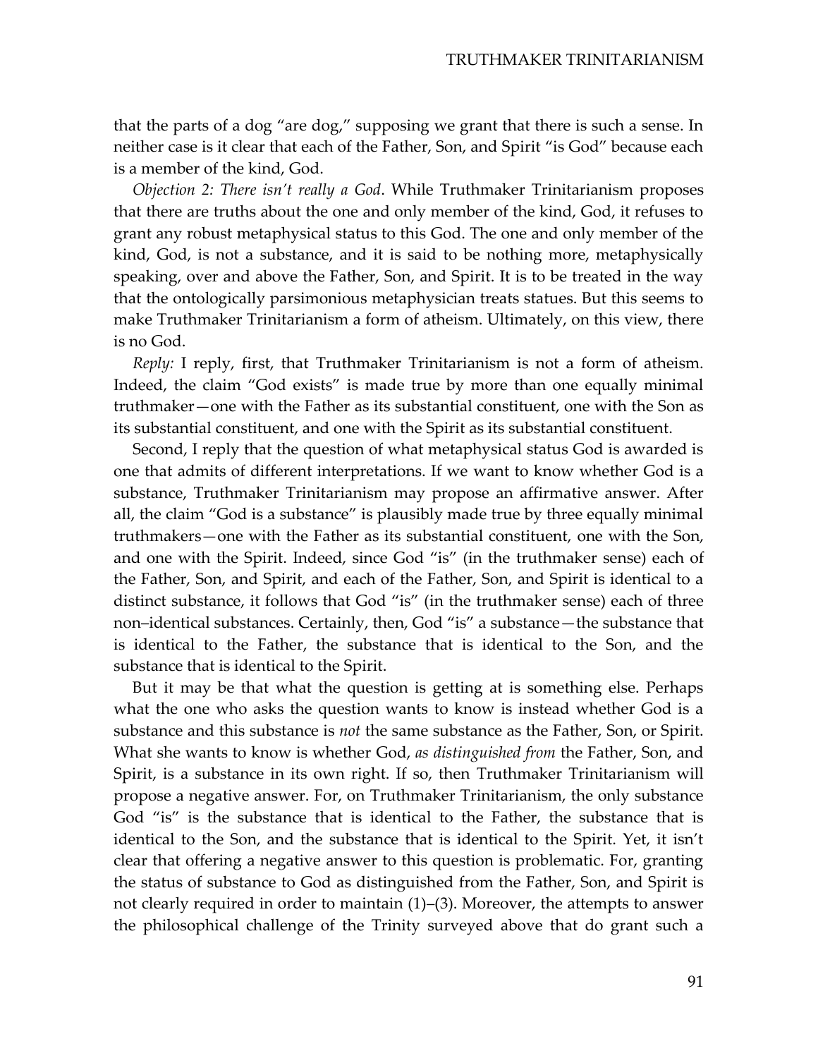that the parts of a dog "are dog," supposing we grant that there is such a sense. In neither case is it clear that each of the Father, Son, and Spirit "is God" because each is a member of the kind, God.

*Objection 2: There isn't really a God*. While Truthmaker Trinitarianism proposes that there are truths about the one and only member of the kind, God, it refuses to grant any robust metaphysical status to this God. The one and only member of the kind, God, is not a substance, and it is said to be nothing more, metaphysically speaking, over and above the Father, Son, and Spirit. It is to be treated in the way that the ontologically parsimonious metaphysician treats statues. But this seems to make Truthmaker Trinitarianism a form of atheism. Ultimately, on this view, there is no God.

*Reply:* I reply, first, that Truthmaker Trinitarianism is not a form of atheism. Indeed, the claim "God exists" is made true by more than one equally minimal truthmaker—one with the Father as its substantial constituent, one with the Son as its substantial constituent, and one with the Spirit as its substantial constituent.

Second, I reply that the question of what metaphysical status God is awarded is one that admits of different interpretations. If we want to know whether God is a substance, Truthmaker Trinitarianism may propose an affirmative answer. After all, the claim "God is a substance" is plausibly made true by three equally minimal truthmakers—one with the Father as its substantial constituent, one with the Son, and one with the Spirit. Indeed, since God "is" (in the truthmaker sense) each of the Father, Son, and Spirit, and each of the Father, Son, and Spirit is identical to a distinct substance, it follows that God "is" (in the truthmaker sense) each of three non–identical substances. Certainly, then, God "is" a substance—the substance that is identical to the Father, the substance that is identical to the Son, and the substance that is identical to the Spirit.

But it may be that what the question is getting at is something else. Perhaps what the one who asks the question wants to know is instead whether God is a substance and this substance is *not* the same substance as the Father, Son, or Spirit. What she wants to know is whether God, *as distinguished from* the Father, Son, and Spirit, is a substance in its own right. If so, then Truthmaker Trinitarianism will propose a negative answer. For, on Truthmaker Trinitarianism, the only substance God "is" is the substance that is identical to the Father, the substance that is identical to the Son, and the substance that is identical to the Spirit. Yet, it isn't clear that offering a negative answer to this question is problematic. For, granting the status of substance to God as distinguished from the Father, Son, and Spirit is not clearly required in order to maintain (1)–(3). Moreover, the attempts to answer the philosophical challenge of the Trinity surveyed above that do grant such a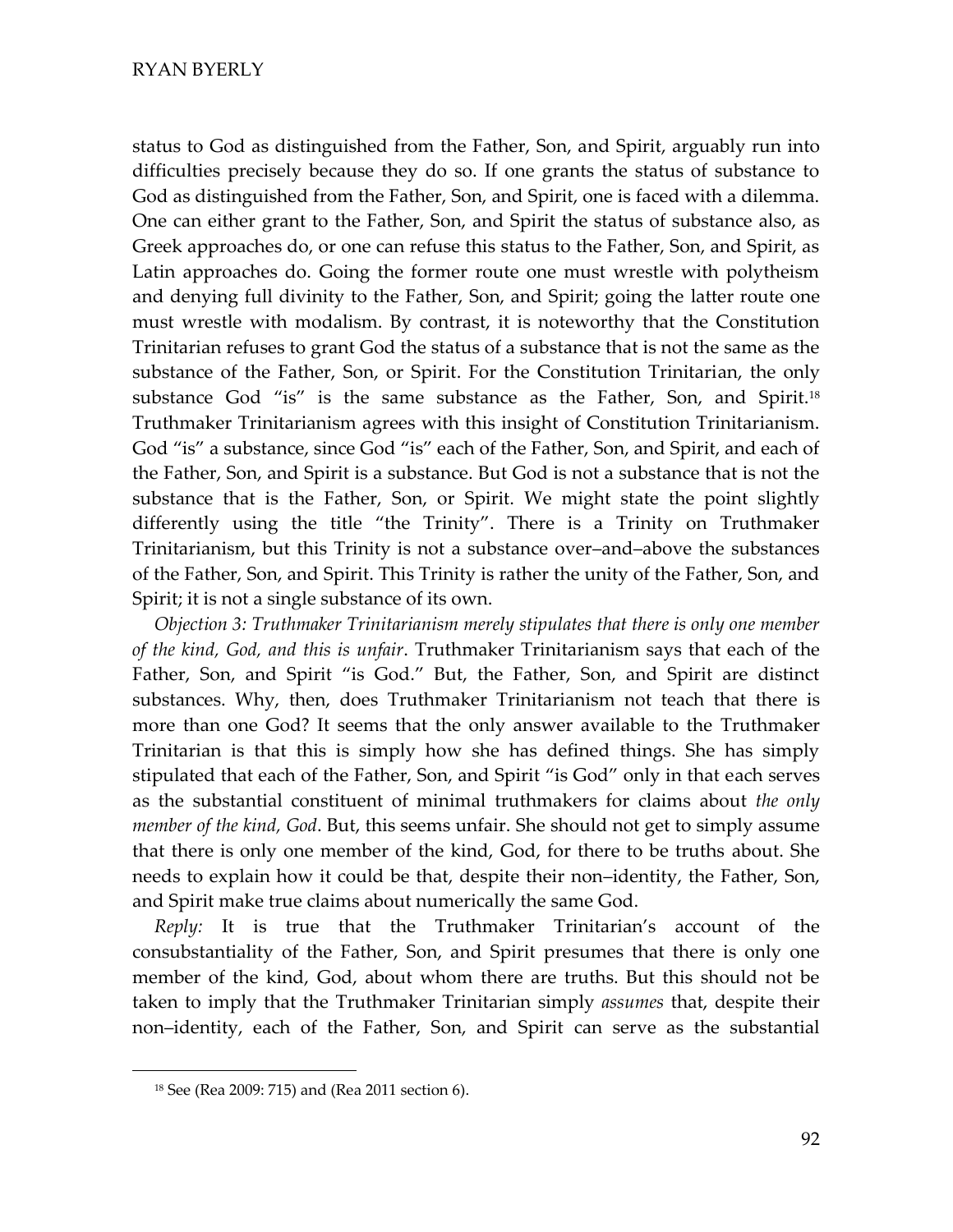status to God as distinguished from the Father, Son, and Spirit, arguably run into difficulties precisely because they do so. If one grants the status of substance to God as distinguished from the Father, Son, and Spirit, one is faced with a dilemma. One can either grant to the Father, Son, and Spirit the status of substance also, as Greek approaches do, or one can refuse this status to the Father, Son, and Spirit, as Latin approaches do. Going the former route one must wrestle with polytheism and denying full divinity to the Father, Son, and Spirit; going the latter route one must wrestle with modalism. By contrast, it is noteworthy that the Constitution Trinitarian refuses to grant God the status of a substance that is not the same as the substance of the Father, Son, or Spirit. For the Constitution Trinitarian, the only substance God "is" is the same substance as the Father, Son, and Spirit.[18] Truthmaker Trinitarianism agrees with this insight of Constitution Trinitarianism. God "is" a substance, since God "is" each of the Father, Son, and Spirit, and each of the Father, Son, and Spirit is a substance. But God is not a substance that is not the substance that is the Father, Son, or Spirit. We might state the point slightly differently using the title "the Trinity". There is a Trinity on Truthmaker Trinitarianism, but this Trinity is not a substance over–and–above the substances of the Father, Son, and Spirit. This Trinity is rather the unity of the Father, Son, and Spirit; it is not a single substance of its own.

*Objection 3: Truthmaker Trinitarianism merely stipulates that there is only one member of the kind, God, and this is unfair*. Truthmaker Trinitarianism says that each of the Father, Son, and Spirit "is God." But, the Father, Son, and Spirit are distinct substances. Why, then, does Truthmaker Trinitarianism not teach that there is more than one God? It seems that the only answer available to the Truthmaker Trinitarian is that this is simply how she has defined things. She has simply stipulated that each of the Father, Son, and Spirit "is God" only in that each serves as the substantial constituent of minimal truthmakers for claims about *the only member of the kind, God*. But, this seems unfair. She should not get to simply assume that there is only one member of the kind, God, for there to be truths about. She needs to explain how it could be that, despite their non–identity, the Father, Son, and Spirit make true claims about numerically the same God.

*Reply:* It is true that the Truthmaker Trinitarian's account of the consubstantiality of the Father, Son, and Spirit presumes that there is only one member of the kind, God, about whom there are truths. But this should not be taken to imply that the Truthmaker Trinitarian simply *assumes* that, despite their non–identity, each of the Father, Son, and Spirit can serve as the substantial

[18] See (Rea 2009: 715) and (Rea 2011 section 6).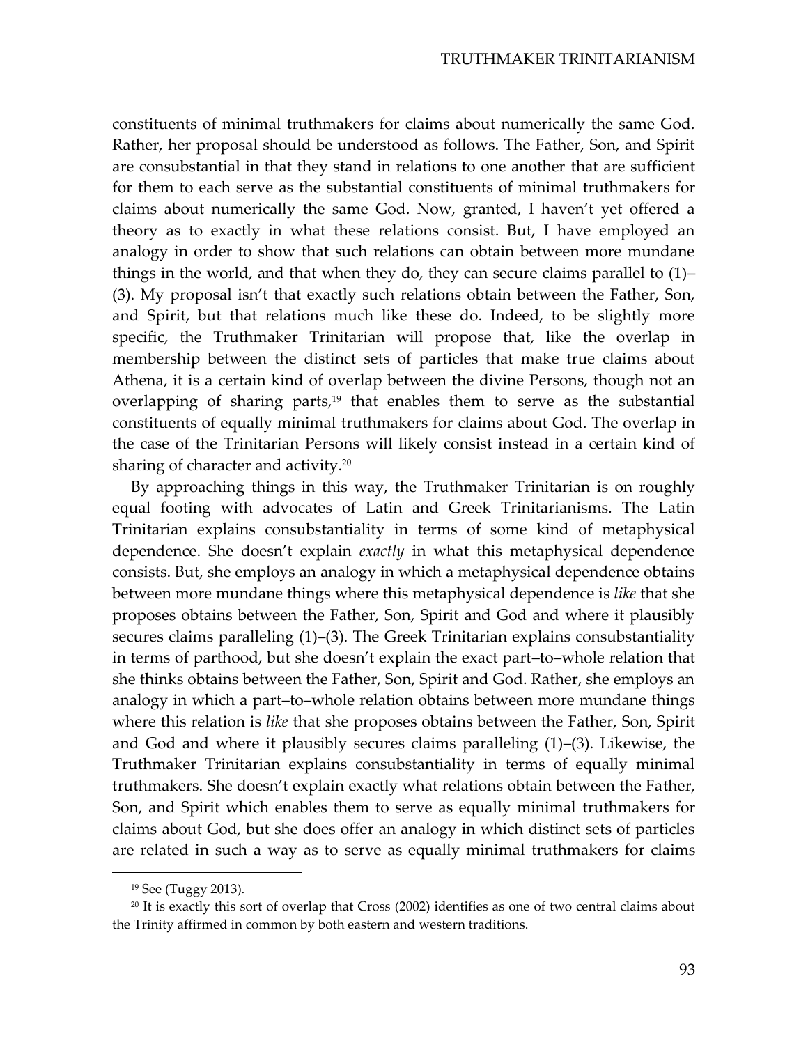constituents of minimal truthmakers for claims about numerically the same God. Rather, her proposal should be understood as follows. The Father, Son, and Spirit are consubstantial in that they stand in relations to one another that are sufficient for them to each serve as the substantial constituents of minimal truthmakers for claims about numerically the same God. Now, granted, I haven't yet offered a theory as to exactly in what these relations consist. But, I have employed an analogy in order to show that such relations can obtain between more mundane things in the world, and that when they do, they can secure claims parallel to (1)–(3). My proposal isn't that exactly such relations obtain between the Father, Son, and Spirit, but that relations much like these do. Indeed, to be slightly more specific, the Truthmaker Trinitarian will propose that, like the overlap in membership between the distinct sets of particles that make true claims about Athena, it is a certain kind of overlap between the divine Persons, though not an overlapping of sharing parts,[19] that enables them to serve as the substantial constituents of equally minimal truthmakers for claims about God. The overlap in the case of the Trinitarian Persons will likely consist instead in a certain kind of sharing of character and activity.[20]

By approaching things in this way, the Truthmaker Trinitarian is on roughly equal footing with advocates of Latin and Greek Trinitarianisms. The Latin Trinitarian explains consubstantiality in terms of some kind of metaphysical dependence. She doesn't explain *exactly* in what this metaphysical dependence consists. But, she employs an analogy in which a metaphysical dependence obtains between more mundane things where this metaphysical dependence is *like* that she proposes obtains between the Father, Son, Spirit and God and where it plausibly secures claims paralleling (1)–(3). The Greek Trinitarian explains consubstantiality in terms of parthood, but she doesn't explain the exact part–to–whole relation that she thinks obtains between the Father, Son, Spirit and God. Rather, she employs an analogy in which a part–to–whole relation obtains between more mundane things where this relation is *like* that she proposes obtains between the Father, Son, Spirit and God and where it plausibly secures claims paralleling (1)–(3). Likewise, the Truthmaker Trinitarian explains consubstantiality in terms of equally minimal truthmakers. She doesn't explain exactly what relations obtain between the Father, Son, and Spirit which enables them to serve as equally minimal truthmakers for claims about God, but she does offer an analogy in which distinct sets of particles are related in such a way as to serve as equally minimal truthmakers for claims

---

[19] See (Tuggy 2013).

[20] It is exactly this sort of overlap that Cross (2002) identifies as one of two central claims about the Trinity affirmed in common by both eastern and western traditions.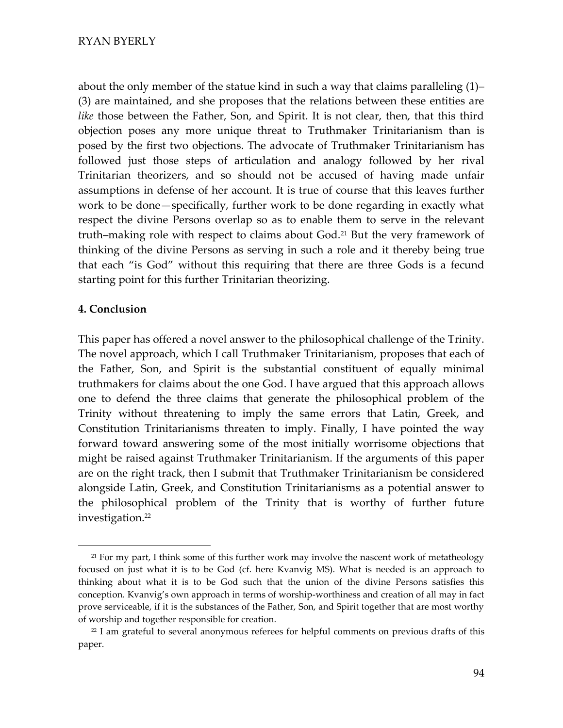about the only member of the statue kind in such a way that claims paralleling (1)–(3) are maintained, and she proposes that the relations between these entities are *like* those between the Father, Son, and Spirit. It is not clear, then, that this third objection poses any more unique threat to Truthmaker Trinitarianism than is posed by the first two objections. The advocate of Truthmaker Trinitarianism has followed just those steps of articulation and analogy followed by her rival Trinitarian theorizers, and so should not be accused of having made unfair assumptions in defense of her account. It is true of course that this leaves further work to be done—specifically, further work to be done regarding in exactly what respect the divine Persons overlap so as to enable them to serve in the relevant truth–making role with respect to claims about God.[21] But the very framework of thinking of the divine Persons as serving in such a role and it thereby being true that each "is God" without this requiring that there are three Gods is a fecund starting point for this further Trinitarian theorizing.

**4. Conclusion**

This paper has offered a novel answer to the philosophical challenge of the Trinity. The novel approach, which I call Truthmaker Trinitarianism, proposes that each of the Father, Son, and Spirit is the substantial constituent of equally minimal truthmakers for claims about the one God. I have argued that this approach allows one to defend the three claims that generate the philosophical problem of the Trinity without threatening to imply the same errors that Latin, Greek, and Constitution Trinitarianisms threaten to imply. Finally, I have pointed the way forward toward answering some of the most initially worrisome objections that might be raised against Truthmaker Trinitarianism. If the arguments of this paper are on the right track, then I submit that Truthmaker Trinitarianism be considered alongside Latin, Greek, and Constitution Trinitarianisms as a potential answer to the philosophical problem of the Trinity that is worthy of further future investigation.[22]

---

[21] For my part, I think some of this further work may involve the nascent work of metatheology focused on just what it is to be God (cf. here Kvanvig MS). What is needed is an approach to thinking about what it is to be God such that the union of the divine Persons satisfies this conception. Kvanvig's own approach in terms of worship-worthiness and creation of all may in fact prove serviceable, if it is the substances of the Father, Son, and Spirit together that are most worthy of worship and together responsible for creation.

[22] I am grateful to several anonymous referees for helpful comments on previous drafts of this paper.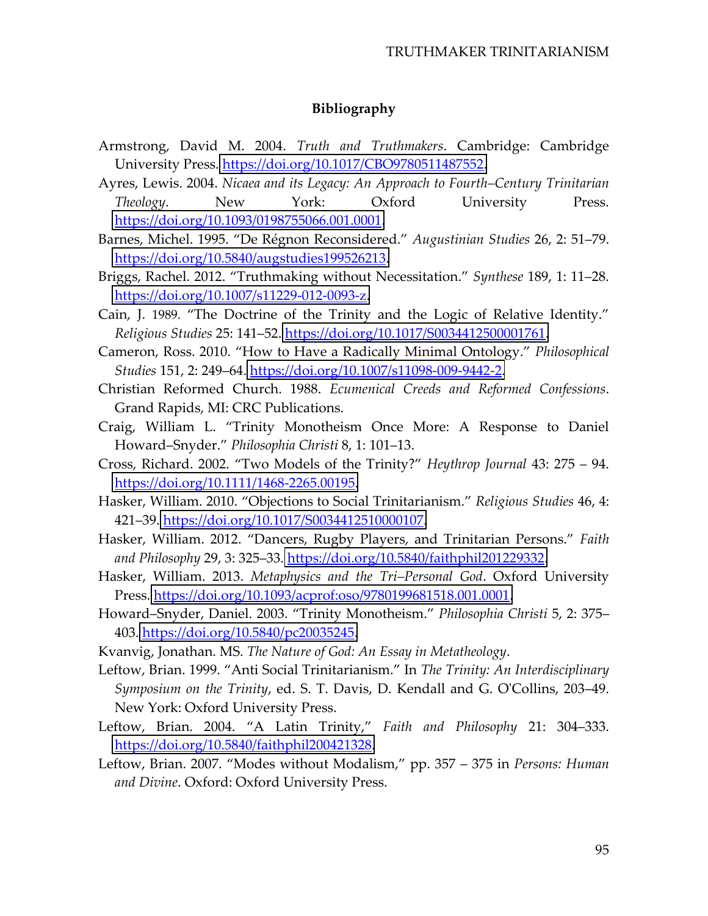**Bibliography**

Armstrong, David M. 2004. *Truth and Truthmakers*. Cambridge: Cambridge University Press. https://doi.org/10.1017/CBO9780511487552.

Ayres, Lewis. 2004. *Nicaea and its Legacy: An Approach to Fourth–Century Trinitarian Theology*. New York: Oxford University Press. https://doi.org/10.1093/0198755066.001.0001.

Barnes, Michel. 1995. "De Régnon Reconsidered." *Augustinian Studies* 26, 2: 51–79. https://doi.org/10.5840/augstudies199526213.

Briggs, Rachel. 2012. "Truthmaking without Necessitation." *Synthese* 189, 1: 11–28. https://doi.org/10.1007/s11229-012-0093-z.

Cain, J. 1989. "The Doctrine of the Trinity and the Logic of Relative Identity." *Religious Studies* 25: 141–52. https://doi.org/10.1017/S0034412500001761.

Cameron, Ross. 2010. "How to Have a Radically Minimal Ontology." *Philosophical Studies* 151, 2: 249–64. https://doi.org/10.1007/s11098-009-9442-2.

Christian Reformed Church. 1988. *Ecumenical Creeds and Reformed Confessions*. Grand Rapids, MI: CRC Publications.

Craig, William L. "Trinity Monotheism Once More: A Response to Daniel Howard–Snyder." *Philosophia Christi* 8, 1: 101–13.

Cross, Richard. 2002. "Two Models of the Trinity?" *Heythrop Journal* 43: 275 – 94. https://doi.org/10.1111/1468-2265.00195.

Hasker, William. 2010. "Objections to Social Trinitarianism." *Religious Studies* 46, 4: 421–39. https://doi.org/10.1017/S0034412510000107.

Hasker, William. 2012. "Dancers, Rugby Players, and Trinitarian Persons." *Faith and Philosophy* 29, 3: 325–33. https://doi.org/10.5840/faithphil201229332.

Hasker, William. 2013. *Metaphysics and the Tri–Personal God*. Oxford University Press. https://doi.org/10.1093/acprof:oso/9780199681518.001.0001.

Howard–Snyder, Daniel. 2003. "Trinity Monotheism." *Philosophia Christi* 5, 2: 375–403. https://doi.org/10.5840/pc20035245.

Kvanvig, Jonathan. MS. *The Nature of God: An Essay in Metatheology*.

Leftow, Brian. 1999. "Anti Social Trinitarianism." In *The Trinity: An Interdisciplinary Symposium on the Trinity*, ed. S. T. Davis, D. Kendall and G. O'Collins, 203–49. New York: Oxford University Press.

Leftow, Brian. 2004. "A Latin Trinity," *Faith and Philosophy* 21: 304–333. https://doi.org/10.5840/faithphil200421328.

Leftow, Brian. 2007. "Modes without Modalism," pp. 357 – 375 in *Persons: Human and Divine*. Oxford: Oxford University Press.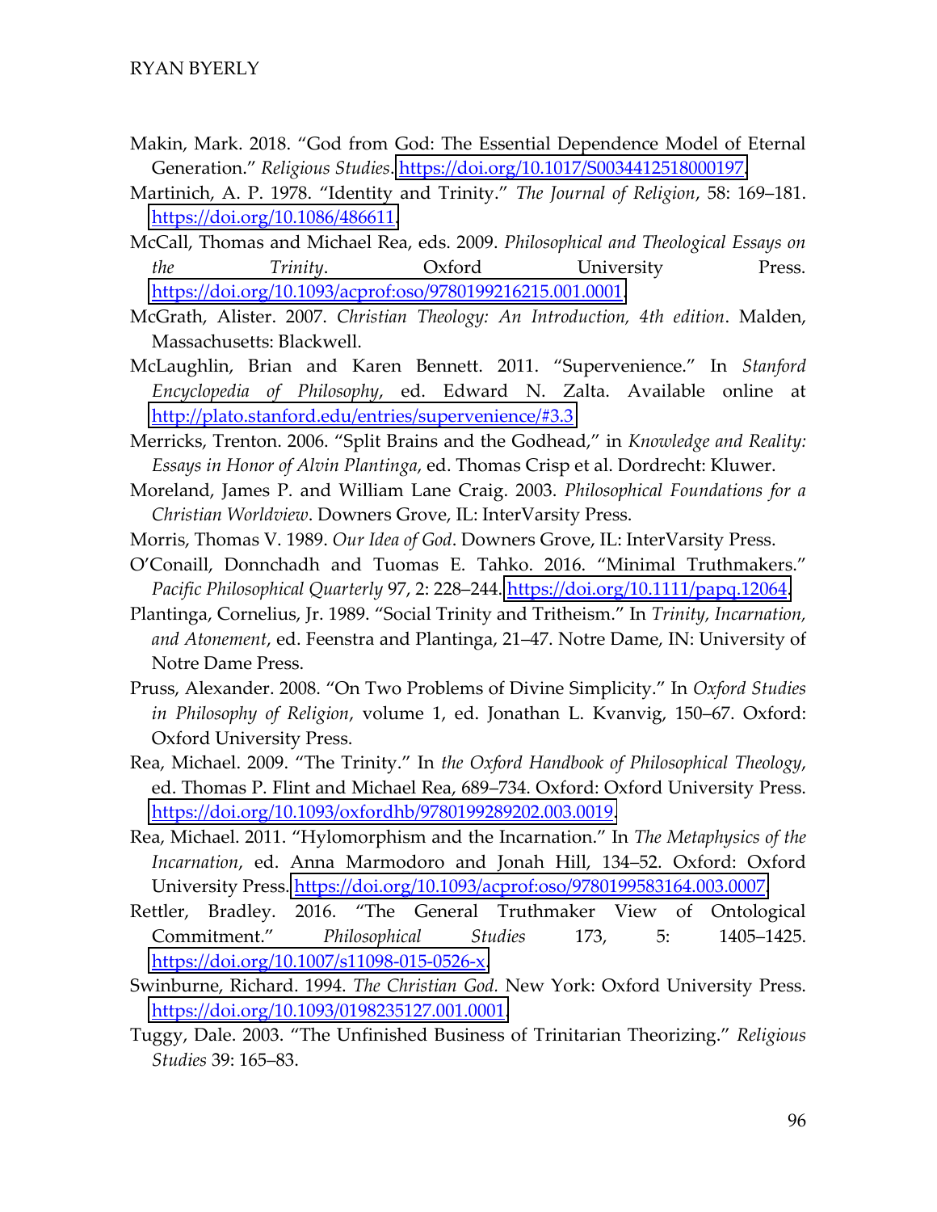Makin, Mark. 2018. "God from God: The Essential Dependence Model of Eternal Generation." *Religious Studies*. https://doi.org/10.1017/S0034412518000197.

Martinich, A. P. 1978. "Identity and Trinity." *The Journal of Religion*, 58: 169–181. https://doi.org/10.1086/486611.

McCall, Thomas and Michael Rea, eds. 2009. *Philosophical and Theological Essays on the Trinity*. Oxford University Press. https://doi.org/10.1093/acprof:oso/9780199216215.001.0001.

McGrath, Alister. 2007. *Christian Theology: An Introduction, 4th edition*. Malden, Massachusetts: Blackwell.

McLaughlin, Brian and Karen Bennett. 2011. "Supervenience." In *Stanford Encyclopedia of Philosophy*, ed. Edward N. Zalta. Available online at http://plato.stanford.edu/entries/supervenience/#3.3.

Merricks, Trenton. 2006. "Split Brains and the Godhead," in *Knowledge and Reality: Essays in Honor of Alvin Plantinga*, ed. Thomas Crisp et al. Dordrecht: Kluwer.

Moreland, James P. and William Lane Craig. 2003. *Philosophical Foundations for a Christian Worldview*. Downers Grove, IL: InterVarsity Press.

Morris, Thomas V. 1989. *Our Idea of God*. Downers Grove, IL: InterVarsity Press.

O'Conaill, Donnchadh and Tuomas E. Tahko. 2016. "Minimal Truthmakers." *Pacific Philosophical Quarterly* 97, 2: 228–244. https://doi.org/10.1111/papq.12064.

Plantinga, Cornelius, Jr. 1989. "Social Trinity and Tritheism." In *Trinity, Incarnation, and Atonement*, ed. Feenstra and Plantinga, 21–47. Notre Dame, IN: University of Notre Dame Press.

Pruss, Alexander. 2008. "On Two Problems of Divine Simplicity." In *Oxford Studies in Philosophy of Religion*, volume 1, ed. Jonathan L. Kvanvig, 150–67. Oxford: Oxford University Press.

Rea, Michael. 2009. "The Trinity." In *the Oxford Handbook of Philosophical Theology*, ed. Thomas P. Flint and Michael Rea, 689–734. Oxford: Oxford University Press. https://doi.org/10.1093/oxfordhb/9780199289202.003.0019.

Rea, Michael. 2011. "Hylomorphism and the Incarnation." In *The Metaphysics of the Incarnation*, ed. Anna Marmodoro and Jonah Hill, 134–52. Oxford: Oxford University Press. https://doi.org/10.1093/acprof:oso/9780199583164.003.0007.

Rettler, Bradley. 2016. "The General Truthmaker View of Ontological Commitment." *Philosophical Studies* 173, 5: 1405–1425. https://doi.org/10.1007/s11098-015-0526-x.

Swinburne, Richard. 1994. *The Christian God.* New York: Oxford University Press. https://doi.org/10.1093/0198235127.001.0001.

Tuggy, Dale. 2003. "The Unfinished Business of Trinitarian Theorizing." *Religious Studies* 39: 165–83.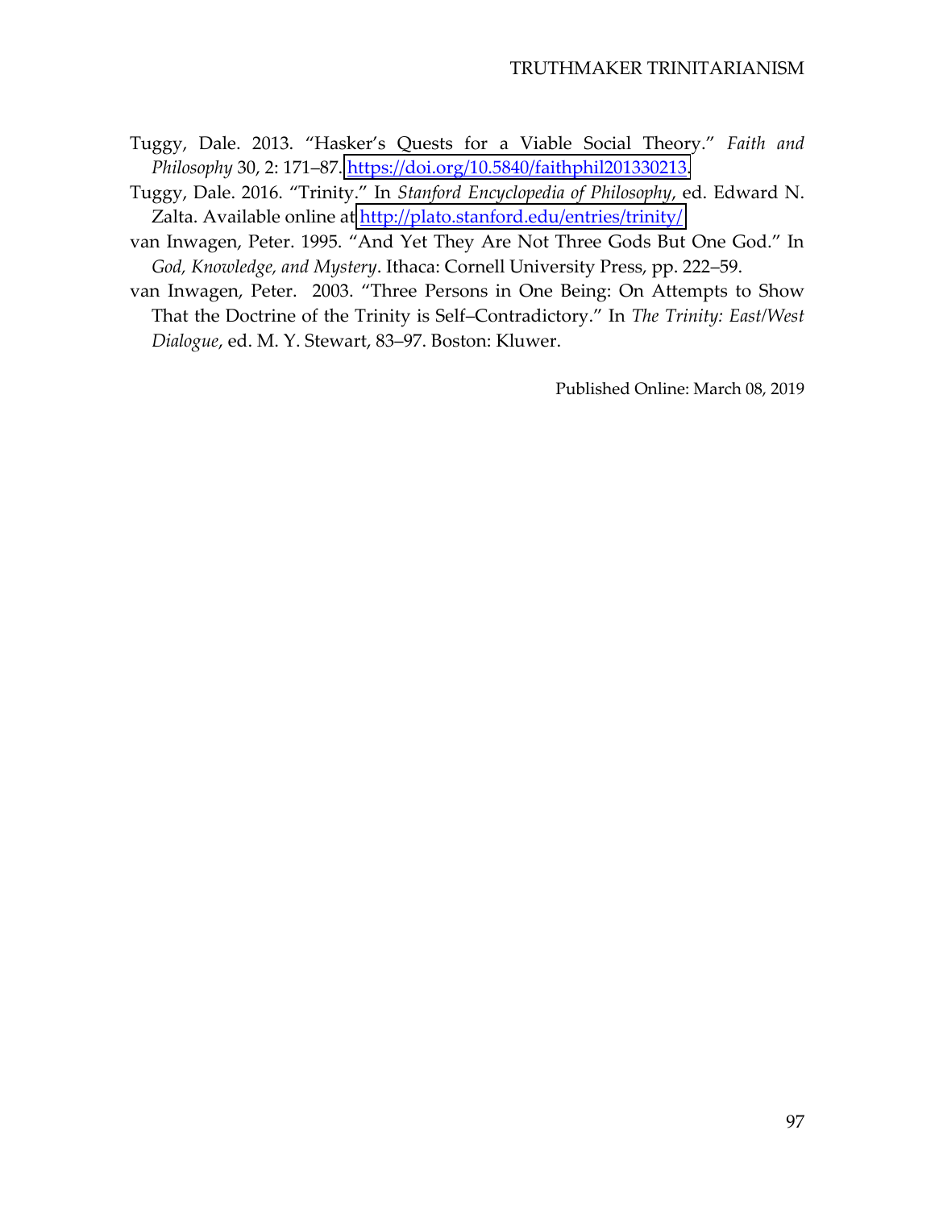Tuggy, Dale. 2013. "Hasker's Quests for a Viable Social Theory." *Faith and Philosophy* 30, 2: 171–87. https://doi.org/10.5840/faithphil201330213.

Tuggy, Dale. 2016. "Trinity." In *Stanford Encyclopedia of Philosophy*, ed. Edward N. Zalta. Available online at http://plato.stanford.edu/entries/trinity/

van Inwagen, Peter. 1995. "And Yet They Are Not Three Gods But One God." In *God, Knowledge, and Mystery*. Ithaca: Cornell University Press, pp. 222–59.

van Inwagen, Peter. 2003. "Three Persons in One Being: On Attempts to Show That the Doctrine of the Trinity is Self–Contradictory." In *The Trinity: East/West Dialogue*, ed. M. Y. Stewart, 83–97. Boston: Kluwer.

Published Online: March 08, 2019